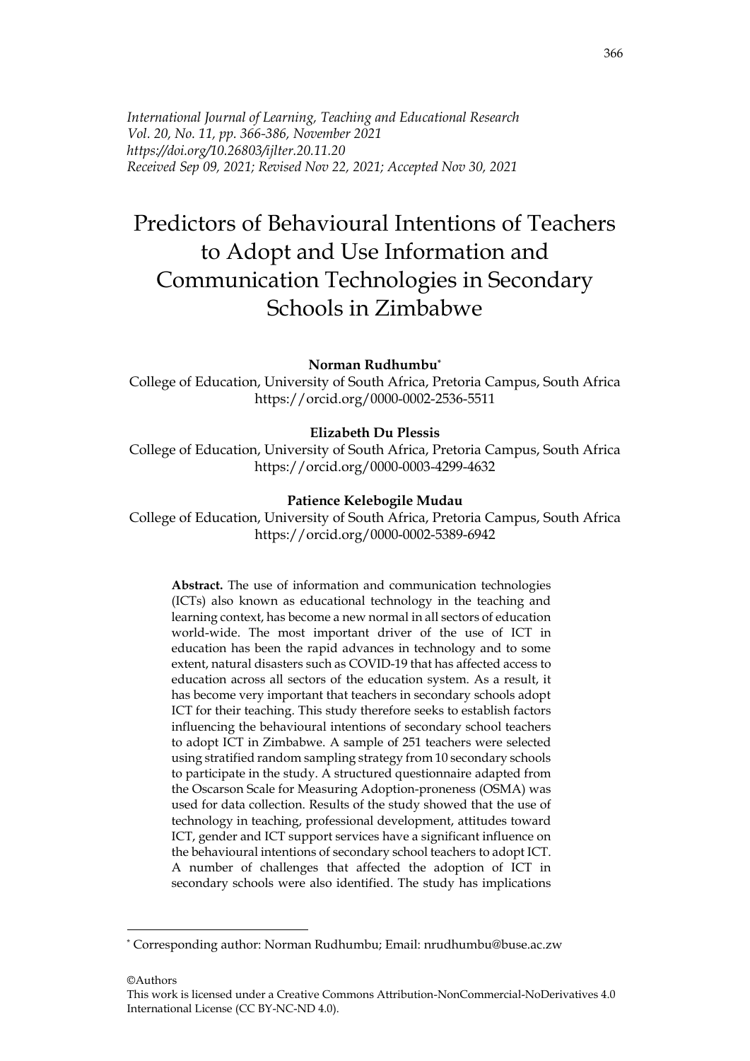*International Journal of Learning, Teaching and Educational Research*
*Vol. 20, No. 11, pp. 366-386, November 2021*
*https://doi.org/10.26803/ijlter.20.11.20*
*Received Sep 09, 2021; Revised Nov 22, 2021; Accepted Nov 30, 2021*

# Predictors of Behavioural Intentions of Teachers to Adopt and Use Information and Communication Technologies in Secondary Schools in Zimbabwe

**Norman Rudhumbu***
College of Education, University of South Africa, Pretoria Campus, South Africa
https://orcid.org/0000-0002-2536-5511

**Elizabeth Du Plessis**
College of Education, University of South Africa, Pretoria Campus, South Africa
https://orcid.org/0000-0003-4299-4632

**Patience Kelebogile Mudau**
College of Education, University of South Africa, Pretoria Campus, South Africa
https://orcid.org/0000-0002-5389-6942

**Abstract.** The use of information and communication technologies (ICTs) also known as educational technology in the teaching and learning context, has become a new normal in all sectors of education world-wide. The most important driver of the use of ICT in education has been the rapid advances in technology and to some extent, natural disasters such as COVID-19 that has affected access to education across all sectors of the education system. As a result, it has become very important that teachers in secondary schools adopt ICT for their teaching. This study therefore seeks to establish factors influencing the behavioural intentions of secondary school teachers to adopt ICT in Zimbabwe. A sample of 251 teachers were selected using stratified random sampling strategy from 10 secondary schools to participate in the study. A structured questionnaire adapted from the Oscarson Scale for Measuring Adoption-proneness (OSMA) was used for data collection. Results of the study showed that the use of technology in teaching, professional development, attitudes toward ICT, gender and ICT support services have a significant influence on the behavioural intentions of secondary school teachers to adopt ICT. A number of challenges that affected the adoption of ICT in secondary schools were also identified. The study has implications

* Corresponding author: Norman Rudhumbu; Email: nrudhumbu@buse.ac.zw

©Authors
This work is licensed under a Creative Commons Attribution-NonCommercial-NoDerivatives 4.0 International License (CC BY-NC-ND 4.0).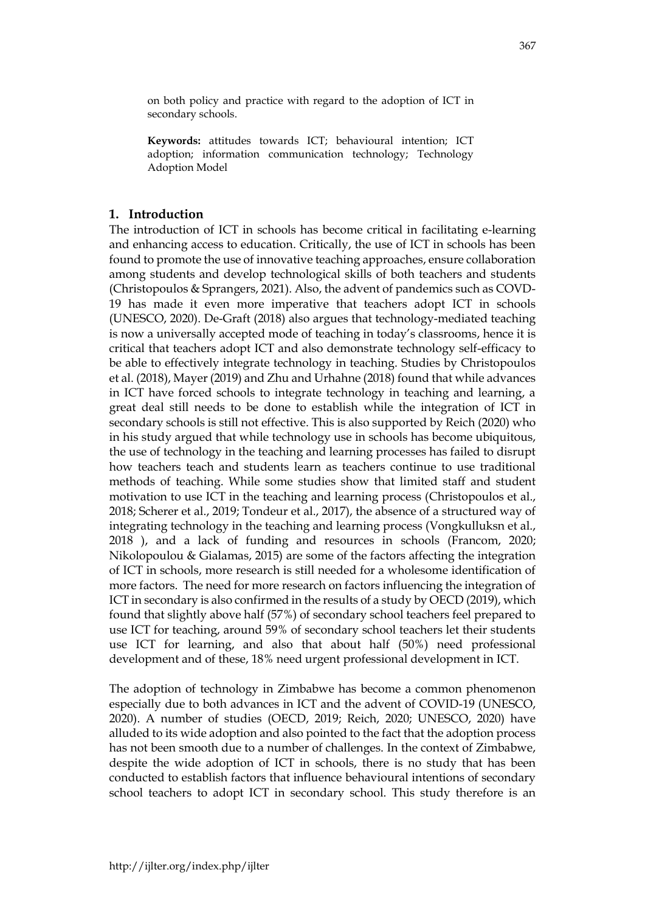on both policy and practice with regard to the adoption of ICT in secondary schools.

**Keywords:** attitudes towards ICT; behavioural intention; ICT adoption; information communication technology; Technology Adoption Model

## 1. Introduction

The introduction of ICT in schools has become critical in facilitating e-learning and enhancing access to education. Critically, the use of ICT in schools has been found to promote the use of innovative teaching approaches, ensure collaboration among students and develop technological skills of both teachers and students (Christopoulos & Sprangers, 2021). Also, the advent of pandemics such as COVD-19 has made it even more imperative that teachers adopt ICT in schools (UNESCO, 2020). De-Graft (2018) also argues that technology-mediated teaching is now a universally accepted mode of teaching in today's classrooms, hence it is critical that teachers adopt ICT and also demonstrate technology self-efficacy to be able to effectively integrate technology in teaching. Studies by Christopoulos et al. (2018), Mayer (2019) and Zhu and Urhahne (2018) found that while advances in ICT have forced schools to integrate technology in teaching and learning, a great deal still needs to be done to establish while the integration of ICT in secondary schools is still not effective. This is also supported by Reich (2020) who in his study argued that while technology use in schools has become ubiquitous, the use of technology in the teaching and learning processes has failed to disrupt how teachers teach and students learn as teachers continue to use traditional methods of teaching. While some studies show that limited staff and student motivation to use ICT in the teaching and learning process (Christopoulos et al., 2018; Scherer et al., 2019; Tondeur et al., 2017), the absence of a structured way of integrating technology in the teaching and learning process (Vongkulluksn et al., 2018 ), and a lack of funding and resources in schools (Francom, 2020; Nikolopoulou & Gialamas, 2015) are some of the factors affecting the integration of ICT in schools, more research is still needed for a wholesome identification of more factors. The need for more research on factors influencing the integration of ICT in secondary is also confirmed in the results of a study by OECD (2019), which found that slightly above half (57%) of secondary school teachers feel prepared to use ICT for teaching, around 59% of secondary school teachers let their students use ICT for learning, and also that about half (50%) need professional development and of these, 18% need urgent professional development in ICT.

The adoption of technology in Zimbabwe has become a common phenomenon especially due to both advances in ICT and the advent of COVID-19 (UNESCO, 2020). A number of studies (OECD, 2019; Reich, 2020; UNESCO, 2020) have alluded to its wide adoption and also pointed to the fact that the adoption process has not been smooth due to a number of challenges. In the context of Zimbabwe, despite the wide adoption of ICT in schools, there is no study that has been conducted to establish factors that influence behavioural intentions of secondary school teachers to adopt ICT in secondary school. This study therefore is an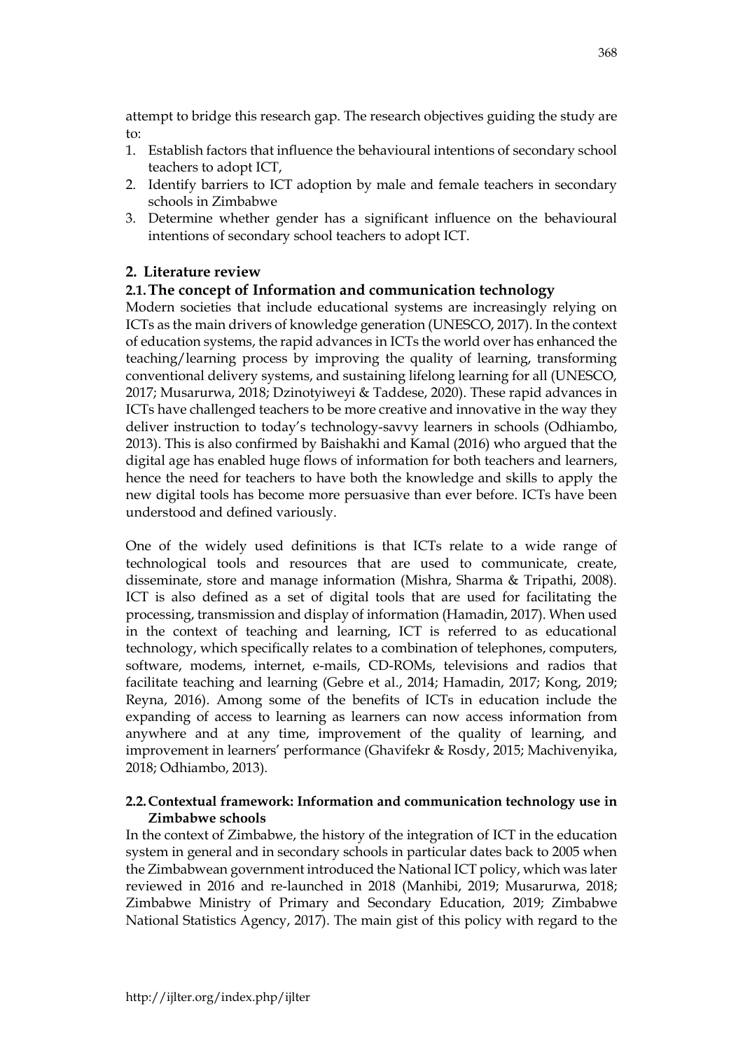attempt to bridge this research gap. The research objectives guiding the study are to:

1. Establish factors that influence the behavioural intentions of secondary school teachers to adopt ICT,
2. Identify barriers to ICT adoption by male and female teachers in secondary schools in Zimbabwe
3. Determine whether gender has a significant influence on the behavioural intentions of secondary school teachers to adopt ICT.

## 2. Literature review

### 2.1. The concept of Information and communication technology

Modern societies that include educational systems are increasingly relying on ICTs as the main drivers of knowledge generation (UNESCO, 2017). In the context of education systems, the rapid advances in ICTs the world over has enhanced the teaching/learning process by improving the quality of learning, transforming conventional delivery systems, and sustaining lifelong learning for all (UNESCO, 2017; Musarurwa, 2018; Dzinotyiweyi & Taddese, 2020). These rapid advances in ICTs have challenged teachers to be more creative and innovative in the way they deliver instruction to today's technology-savvy learners in schools (Odhiambo, 2013). This is also confirmed by Baishakhi and Kamal (2016) who argued that the digital age has enabled huge flows of information for both teachers and learners, hence the need for teachers to have both the knowledge and skills to apply the new digital tools has become more persuasive than ever before. ICTs have been understood and defined variously.

One of the widely used definitions is that ICTs relate to a wide range of technological tools and resources that are used to communicate, create, disseminate, store and manage information (Mishra, Sharma & Tripathi, 2008). ICT is also defined as a set of digital tools that are used for facilitating the processing, transmission and display of information (Hamadin, 2017). When used in the context of teaching and learning, ICT is referred to as educational technology, which specifically relates to a combination of telephones, computers, software, modems, internet, e-mails, CD-ROMs, televisions and radios that facilitate teaching and learning (Gebre et al., 2014; Hamadin, 2017; Kong, 2019; Reyna, 2016). Among some of the benefits of ICTs in education include the expanding of access to learning as learners can now access information from anywhere and at any time, improvement of the quality of learning, and improvement in learners' performance (Ghavifekr & Rosdy, 2015; Machivenyika, 2018; Odhiambo, 2013).

### 2.2. Contextual framework: Information and communication technology use in Zimbabwe schools

In the context of Zimbabwe, the history of the integration of ICT in the education system in general and in secondary schools in particular dates back to 2005 when the Zimbabwean government introduced the National ICT policy, which was later reviewed in 2016 and re-launched in 2018 (Manhibi, 2019; Musarurwa, 2018; Zimbabwe Ministry of Primary and Secondary Education, 2019; Zimbabwe National Statistics Agency, 2017). The main gist of this policy with regard to the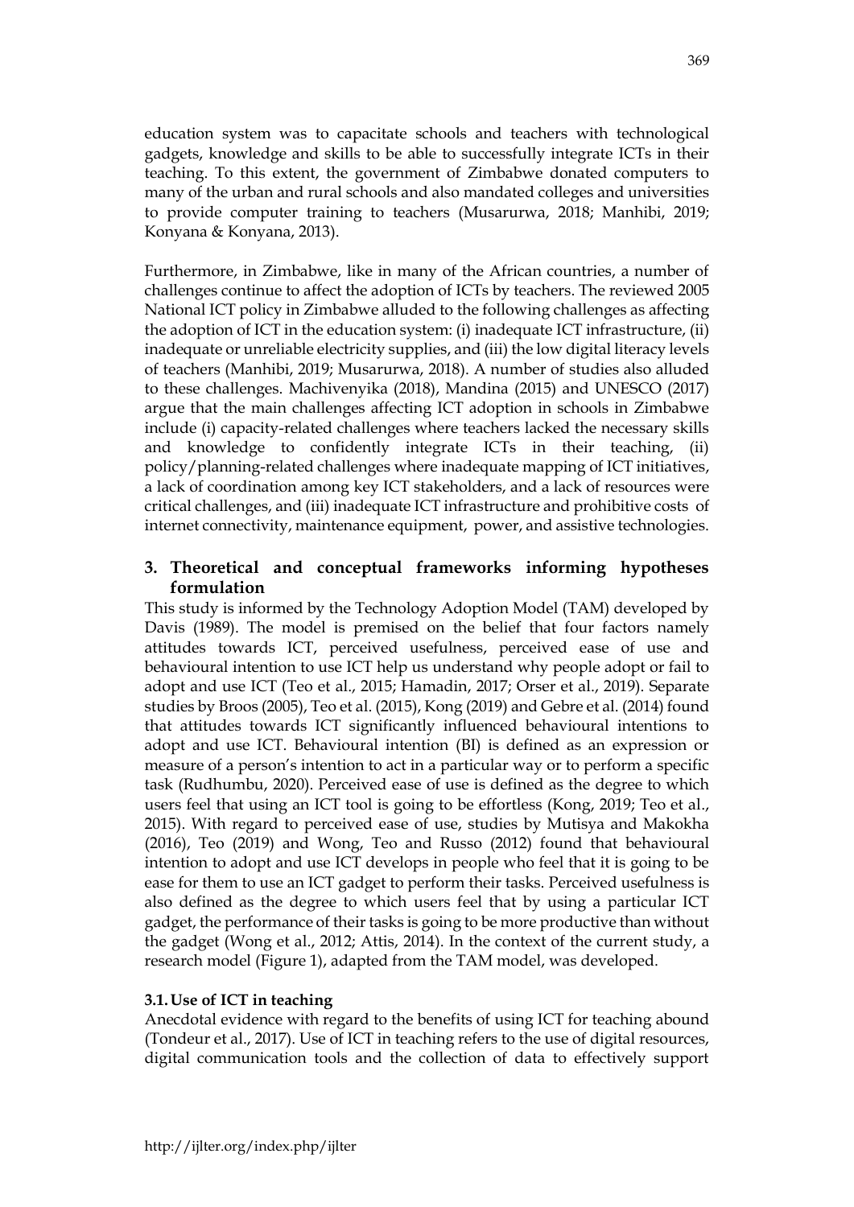education system was to capacitate schools and teachers with technological gadgets, knowledge and skills to be able to successfully integrate ICTs in their teaching. To this extent, the government of Zimbabwe donated computers to many of the urban and rural schools and also mandated colleges and universities to provide computer training to teachers (Musarurwa, 2018; Manhibi, 2019; Konyana & Konyana, 2013).

Furthermore, in Zimbabwe, like in many of the African countries, a number of challenges continue to affect the adoption of ICTs by teachers. The reviewed 2005 National ICT policy in Zimbabwe alluded to the following challenges as affecting the adoption of ICT in the education system: (i) inadequate ICT infrastructure, (ii) inadequate or unreliable electricity supplies, and (iii) the low digital literacy levels of teachers (Manhibi, 2019; Musarurwa, 2018). A number of studies also alluded to these challenges. Machivenyika (2018), Mandina (2015) and UNESCO (2017) argue that the main challenges affecting ICT adoption in schools in Zimbabwe include (i) capacity-related challenges where teachers lacked the necessary skills and knowledge to confidently integrate ICTs in their teaching, (ii) policy/planning-related challenges where inadequate mapping of ICT initiatives, a lack of coordination among key ICT stakeholders, and a lack of resources were critical challenges, and (iii) inadequate ICT infrastructure and prohibitive costs of internet connectivity, maintenance equipment, power, and assistive technologies.

## 3. Theoretical and conceptual frameworks informing hypotheses formulation

This study is informed by the Technology Adoption Model (TAM) developed by Davis (1989). The model is premised on the belief that four factors namely attitudes towards ICT, perceived usefulness, perceived ease of use and behavioural intention to use ICT help us understand why people adopt or fail to adopt and use ICT (Teo et al., 2015; Hamadin, 2017; Orser et al., 2019). Separate studies by Broos (2005), Teo et al. (2015), Kong (2019) and Gebre et al. (2014) found that attitudes towards ICT significantly influenced behavioural intentions to adopt and use ICT. Behavioural intention (BI) is defined as an expression or measure of a person's intention to act in a particular way or to perform a specific task (Rudhumbu, 2020). Perceived ease of use is defined as the degree to which users feel that using an ICT tool is going to be effortless (Kong, 2019; Teo et al., 2015). With regard to perceived ease of use, studies by Mutisya and Makokha (2016), Teo (2019) and Wong, Teo and Russo (2012) found that behavioural intention to adopt and use ICT develops in people who feel that it is going to be ease for them to use an ICT gadget to perform their tasks. Perceived usefulness is also defined as the degree to which users feel that by using a particular ICT gadget, the performance of their tasks is going to be more productive than without the gadget (Wong et al., 2012; Attis, 2014). In the context of the current study, a research model (Figure 1), adapted from the TAM model, was developed.

### 3.1. Use of ICT in teaching

Anecdotal evidence with regard to the benefits of using ICT for teaching abound (Tondeur et al., 2017). Use of ICT in teaching refers to the use of digital resources, digital communication tools and the collection of data to effectively support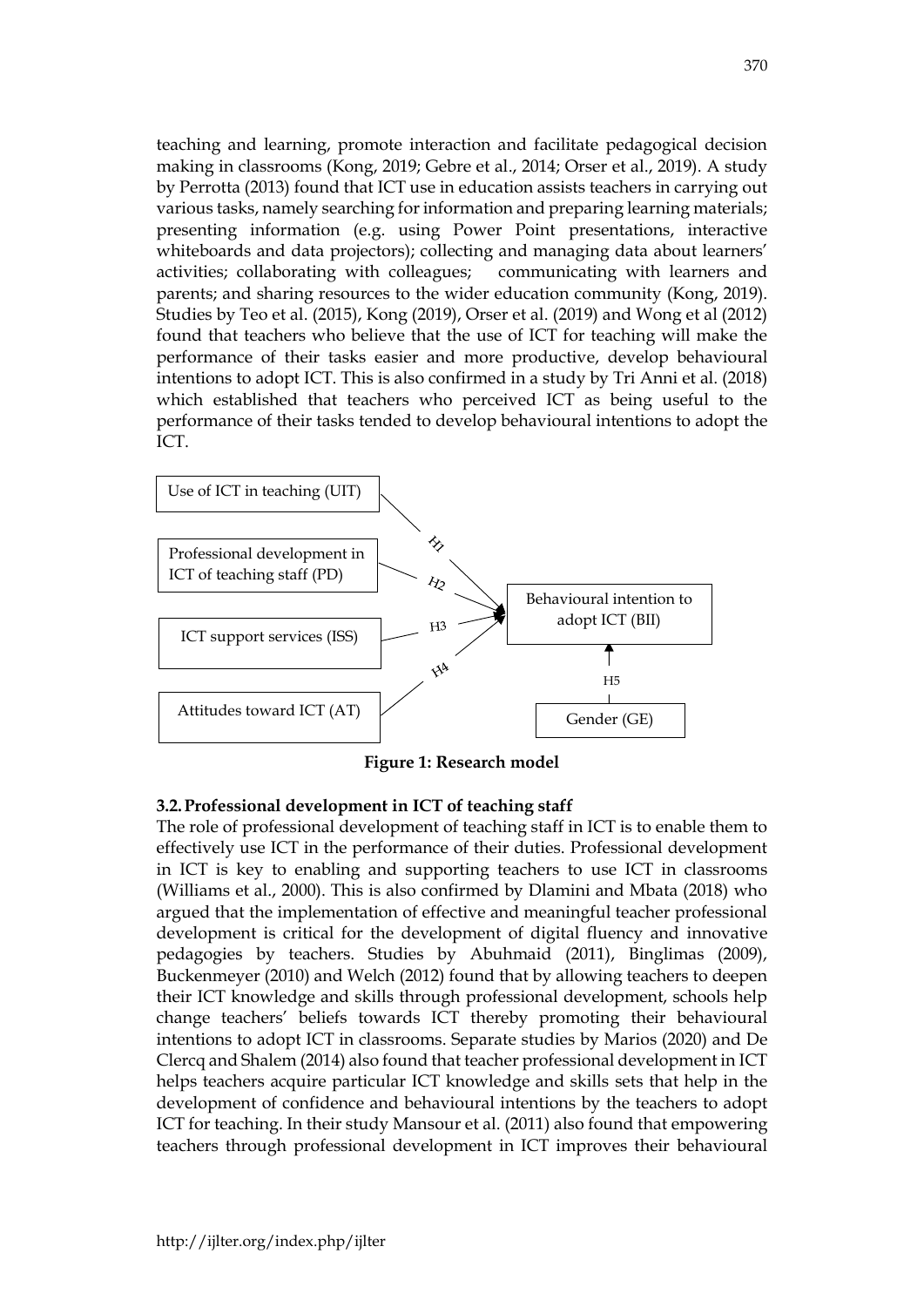teaching and learning, promote interaction and facilitate pedagogical decision making in classrooms (Kong, 2019; Gebre et al., 2014; Orser et al., 2019). A study by Perrotta (2013) found that ICT use in education assists teachers in carrying out various tasks, namely searching for information and preparing learning materials; presenting information (e.g. using Power Point presentations, interactive whiteboards and data projectors); collecting and managing data about learners' activities; collaborating with colleagues; communicating with learners and parents; and sharing resources to the wider education community (Kong, 2019). Studies by Teo et al. (2015), Kong (2019), Orser et al. (2019) and Wong et al (2012) found that teachers who believe that the use of ICT for teaching will make the performance of their tasks easier and more productive, develop behavioural intentions to adopt ICT. This is also confirmed in a study by Tri Anni et al. (2018) which established that teachers who perceived ICT as being useful to the performance of their tasks tended to develop behavioural intentions to adopt the ICT.

Use of ICT in teaching (UIT) — H1 →
Professional development in ICT of teaching staff (PD) — H2 →
ICT support services (ISS) — H3 →
Attitudes toward ICT (AT) — H4 →
Behavioural intention to adopt ICT (BII)
Gender (GE) — H5 →

**Figure 1: Research model**

### 3.2. Professional development in ICT of teaching staff

The role of professional development of teaching staff in ICT is to enable them to effectively use ICT in the performance of their duties. Professional development in ICT is key to enabling and supporting teachers to use ICT in classrooms (Williams et al., 2000). This is also confirmed by Dlamini and Mbata (2018) who argued that the implementation of effective and meaningful teacher professional development is critical for the development of digital fluency and innovative pedagogies by teachers. Studies by Abuhmaid (2011), Binglimas (2009), Buckenmeyer (2010) and Welch (2012) found that by allowing teachers to deepen their ICT knowledge and skills through professional development, schools help change teachers' beliefs towards ICT thereby promoting their behavioural intentions to adopt ICT in classrooms. Separate studies by Marios (2020) and De Clercq and Shalem (2014) also found that teacher professional development in ICT helps teachers acquire particular ICT knowledge and skills sets that help in the development of confidence and behavioural intentions by the teachers to adopt ICT for teaching. In their study Mansour et al. (2011) also found that empowering teachers through professional development in ICT improves their behavioural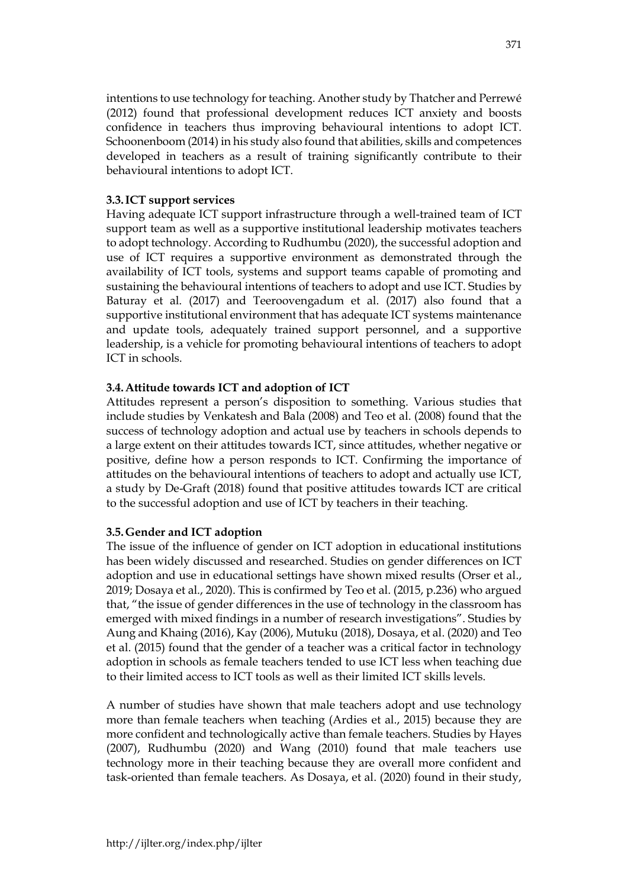intentions to use technology for teaching. Another study by Thatcher and Perrewé (2012) found that professional development reduces ICT anxiety and boosts confidence in teachers thus improving behavioural intentions to adopt ICT. Schoonenboom (2014) in his study also found that abilities, skills and competences developed in teachers as a result of training significantly contribute to their behavioural intentions to adopt ICT.

### 3.3. ICT support services

Having adequate ICT support infrastructure through a well-trained team of ICT support team as well as a supportive institutional leadership motivates teachers to adopt technology. According to Rudhumbu (2020), the successful adoption and use of ICT requires a supportive environment as demonstrated through the availability of ICT tools, systems and support teams capable of promoting and sustaining the behavioural intentions of teachers to adopt and use ICT. Studies by Baturay et al. (2017) and Teeroovengadum et al. (2017) also found that a supportive institutional environment that has adequate ICT systems maintenance and update tools, adequately trained support personnel, and a supportive leadership, is a vehicle for promoting behavioural intentions of teachers to adopt ICT in schools.

### 3.4. Attitude towards ICT and adoption of ICT

Attitudes represent a person's disposition to something. Various studies that include studies by Venkatesh and Bala (2008) and Teo et al. (2008) found that the success of technology adoption and actual use by teachers in schools depends to a large extent on their attitudes towards ICT, since attitudes, whether negative or positive, define how a person responds to ICT. Confirming the importance of attitudes on the behavioural intentions of teachers to adopt and actually use ICT, a study by De-Graft (2018) found that positive attitudes towards ICT are critical to the successful adoption and use of ICT by teachers in their teaching.

### 3.5. Gender and ICT adoption

The issue of the influence of gender on ICT adoption in educational institutions has been widely discussed and researched. Studies on gender differences on ICT adoption and use in educational settings have shown mixed results (Orser et al., 2019; Dosaya et al., 2020). This is confirmed by Teo et al. (2015, p.236) who argued that, "the issue of gender differences in the use of technology in the classroom has emerged with mixed findings in a number of research investigations". Studies by Aung and Khaing (2016), Kay (2006), Mutuku (2018), Dosaya, et al. (2020) and Teo et al. (2015) found that the gender of a teacher was a critical factor in technology adoption in schools as female teachers tended to use ICT less when teaching due to their limited access to ICT tools as well as their limited ICT skills levels.

A number of studies have shown that male teachers adopt and use technology more than female teachers when teaching (Ardies et al., 2015) because they are more confident and technologically active than female teachers. Studies by Hayes (2007), Rudhumbu (2020) and Wang (2010) found that male teachers use technology more in their teaching because they are overall more confident and task-oriented than female teachers. As Dosaya, et al. (2020) found in their study,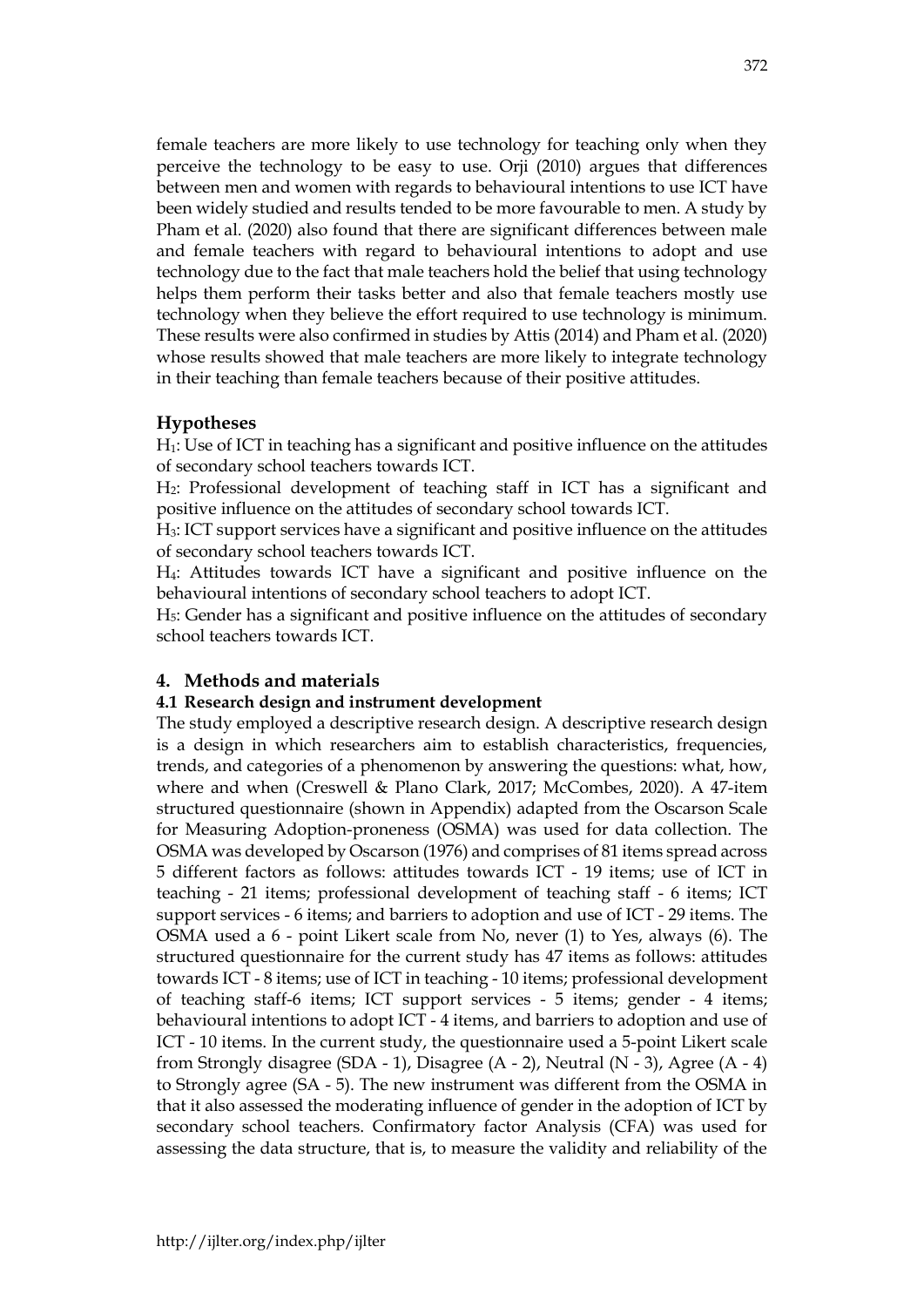female teachers are more likely to use technology for teaching only when they perceive the technology to be easy to use. Orji (2010) argues that differences between men and women with regards to behavioural intentions to use ICT have been widely studied and results tended to be more favourable to men. A study by Pham et al. (2020) also found that there are significant differences between male and female teachers with regard to behavioural intentions to adopt and use technology due to the fact that male teachers hold the belief that using technology helps them perform their tasks better and also that female teachers mostly use technology when they believe the effort required to use technology is minimum. These results were also confirmed in studies by Attis (2014) and Pham et al. (2020) whose results showed that male teachers are more likely to integrate technology in their teaching than female teachers because of their positive attitudes.

### Hypotheses

$H_1$: Use of ICT in teaching has a significant and positive influence on the attitudes of secondary school teachers towards ICT.

$H_2$: Professional development of teaching staff in ICT has a significant and positive influence on the attitudes of secondary school towards ICT.

$H_3$: ICT support services have a significant and positive influence on the attitudes of secondary school teachers towards ICT.

$H_4$: Attitudes towards ICT have a significant and positive influence on the behavioural intentions of secondary school teachers to adopt ICT.

$H_5$: Gender has a significant and positive influence on the attitudes of secondary school teachers towards ICT.

## 4. Methods and materials

### 4.1 Research design and instrument development

The study employed a descriptive research design. A descriptive research design is a design in which researchers aim to establish characteristics, frequencies, trends, and categories of a phenomenon by answering the questions: what, how, where and when (Creswell & Plano Clark, 2017; McCombes, 2020). A 47-item structured questionnaire (shown in Appendix) adapted from the Oscarson Scale for Measuring Adoption-proneness (OSMA) was used for data collection. The OSMA was developed by Oscarson (1976) and comprises of 81 items spread across 5 different factors as follows: attitudes towards ICT - 19 items; use of ICT in teaching - 21 items; professional development of teaching staff - 6 items; ICT support services - 6 items; and barriers to adoption and use of ICT - 29 items. The OSMA used a 6 - point Likert scale from No, never (1) to Yes, always (6). The structured questionnaire for the current study has 47 items as follows: attitudes towards ICT - 8 items; use of ICT in teaching - 10 items; professional development of teaching staff-6 items; ICT support services - 5 items; gender - 4 items; behavioural intentions to adopt ICT - 4 items, and barriers to adoption and use of ICT - 10 items. In the current study, the questionnaire used a 5-point Likert scale from Strongly disagree (SDA - 1), Disagree (A - 2), Neutral (N - 3), Agree (A - 4) to Strongly agree (SA - 5). The new instrument was different from the OSMA in that it also assessed the moderating influence of gender in the adoption of ICT by secondary school teachers. Confirmatory factor Analysis (CFA) was used for assessing the data structure, that is, to measure the validity and reliability of the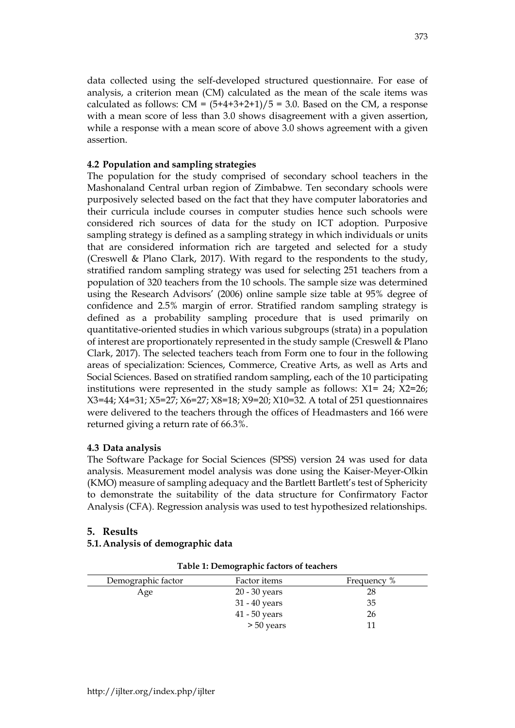data collected using the self-developed structured questionnaire. For ease of analysis, a criterion mean (CM) calculated as the mean of the scale items was calculated as follows: $CM = (5+4+3+2+1)/5 = 3.0$. Based on the CM, a response with a mean score of less than 3.0 shows disagreement with a given assertion, while a response with a mean score of above 3.0 shows agreement with a given assertion.

### 4.2 Population and sampling strategies

The population for the study comprised of secondary school teachers in the Mashonaland Central urban region of Zimbabwe. Ten secondary schools were purposively selected based on the fact that they have computer laboratories and their curricula include courses in computer studies hence such schools were considered rich sources of data for the study on ICT adoption. Purposive sampling strategy is defined as a sampling strategy in which individuals or units that are considered information rich are targeted and selected for a study (Creswell & Plano Clark, 2017). With regard to the respondents to the study, stratified random sampling strategy was used for selecting 251 teachers from a population of 320 teachers from the 10 schools. The sample size was determined using the Research Advisors' (2006) online sample size table at 95% degree of confidence and 2.5% margin of error. Stratified random sampling strategy is defined as a probability sampling procedure that is used primarily on quantitative-oriented studies in which various subgroups (strata) in a population of interest are proportionately represented in the study sample (Creswell & Plano Clark, 2017). The selected teachers teach from Form one to four in the following areas of specialization: Sciences, Commerce, Creative Arts, as well as Arts and Social Sciences. Based on stratified random sampling, each of the 10 participating institutions were represented in the study sample as follows: $X1= 24$; $X2=26$; $X3=44$; $X4=31$; $X5=27$; $X6=27$; $X8=18$; $X9=20$; $X10=32$. A total of 251 questionnaires were delivered to the teachers through the offices of Headmasters and 166 were returned giving a return rate of 66.3%.

### 4.3 Data analysis

The Software Package for Social Sciences (SPSS) version 24 was used for data analysis. Measurement model analysis was done using the Kaiser-Meyer-Olkin (KMO) measure of sampling adequacy and the Bartlett Bartlett's test of Sphericity to demonstrate the suitability of the data structure for Confirmatory Factor Analysis (CFA). Regression analysis was used to test hypothesized relationships.

## 5. Results

### 5.1. Analysis of demographic data

**Table 1: Demographic factors of teachers**

| Demographic factor | Factor items | Frequency % |
|---|---|---|
| Age | 20 - 30 years | 28 |
| | 31 - 40 years | 35 |
| | 41 - 50 years | 26 |
| | > 50 years | 11 |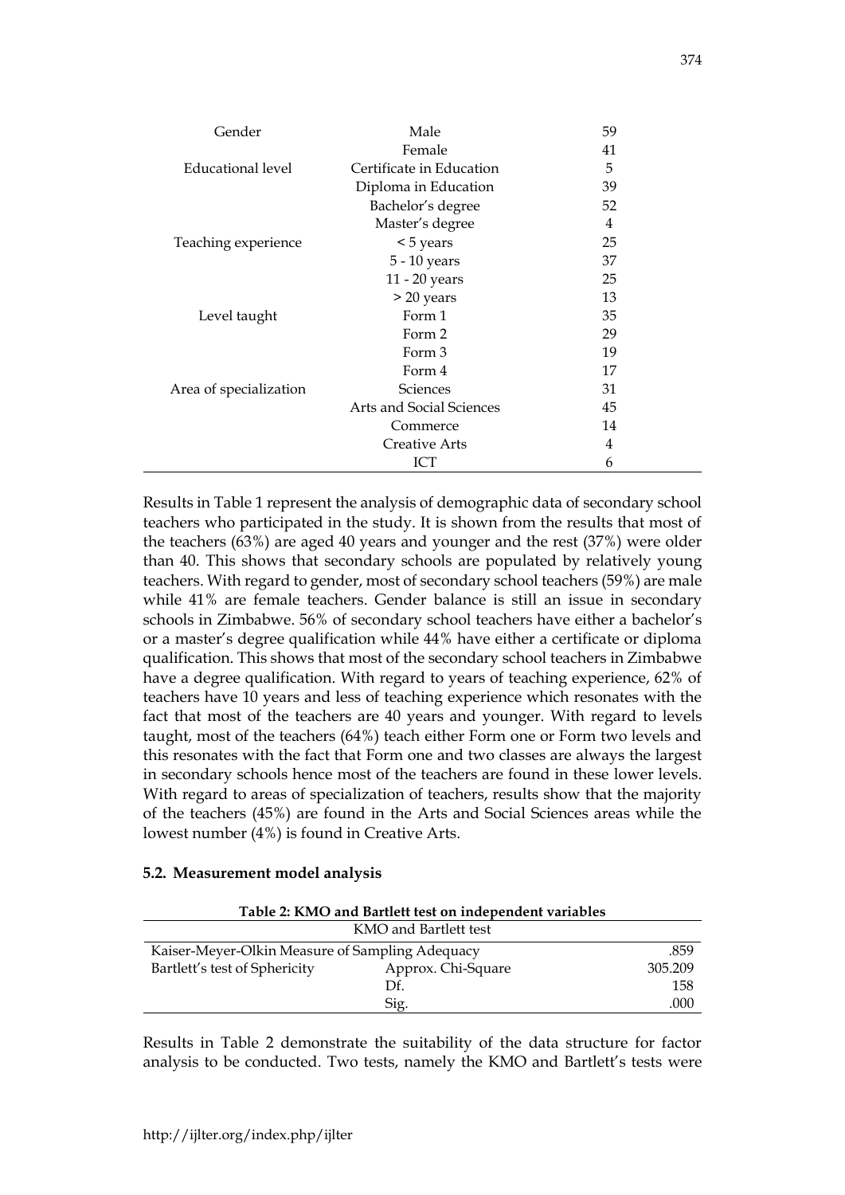| Gender | Male | 59 |
|---|---|---|
| | Female | 41 |
| Educational level | Certificate in Education | 5 |
| | Diploma in Education | 39 |
| | Bachelor's degree | 52 |
| | Master's degree | 4 |
| Teaching experience | < 5 years | 25 |
| | 5 - 10 years | 37 |
| | 11 - 20 years | 25 |
| | > 20 years | 13 |
| Level taught | Form 1 | 35 |
| | Form 2 | 29 |
| | Form 3 | 19 |
| | Form 4 | 17 |
| Area of specialization | Sciences | 31 |
| | Arts and Social Sciences | 45 |
| | Commerce | 14 |
| | Creative Arts | 4 |
| | ICT | 6 |

Results in Table 1 represent the analysis of demographic data of secondary school teachers who participated in the study. It is shown from the results that most of the teachers (63%) are aged 40 years and younger and the rest (37%) were older than 40. This shows that secondary schools are populated by relatively young teachers. With regard to gender, most of secondary school teachers (59%) are male while 41% are female teachers. Gender balance is still an issue in secondary schools in Zimbabwe. 56% of secondary school teachers have either a bachelor's or a master's degree qualification while 44% have either a certificate or diploma qualification. This shows that most of the secondary school teachers in Zimbabwe have a degree qualification. With regard to years of teaching experience, 62% of teachers have 10 years and less of teaching experience which resonates with the fact that most of the teachers are 40 years and younger. With regard to levels taught, most of the teachers (64%) teach either Form one or Form two levels and this resonates with the fact that Form one and two classes are always the largest in secondary schools hence most of the teachers are found in these lower levels. With regard to areas of specialization of teachers, results show that the majority of the teachers (45%) are found in the Arts and Social Sciences areas while the lowest number (4%) is found in Creative Arts.

### 5.2. Measurement model analysis

**Table 2: KMO and Bartlett test on independent variables**

| KMO and Bartlett test | | |
|---|---|---|
| Kaiser-Meyer-Olkin Measure of Sampling Adequacy | | .859 |
| Bartlett's test of Sphericity | Approx. Chi-Square | 305.209 |
| | Df. | 158 |
| | Sig. | .000 |

Results in Table 2 demonstrate the suitability of the data structure for factor analysis to be conducted. Two tests, namely the KMO and Bartlett's tests were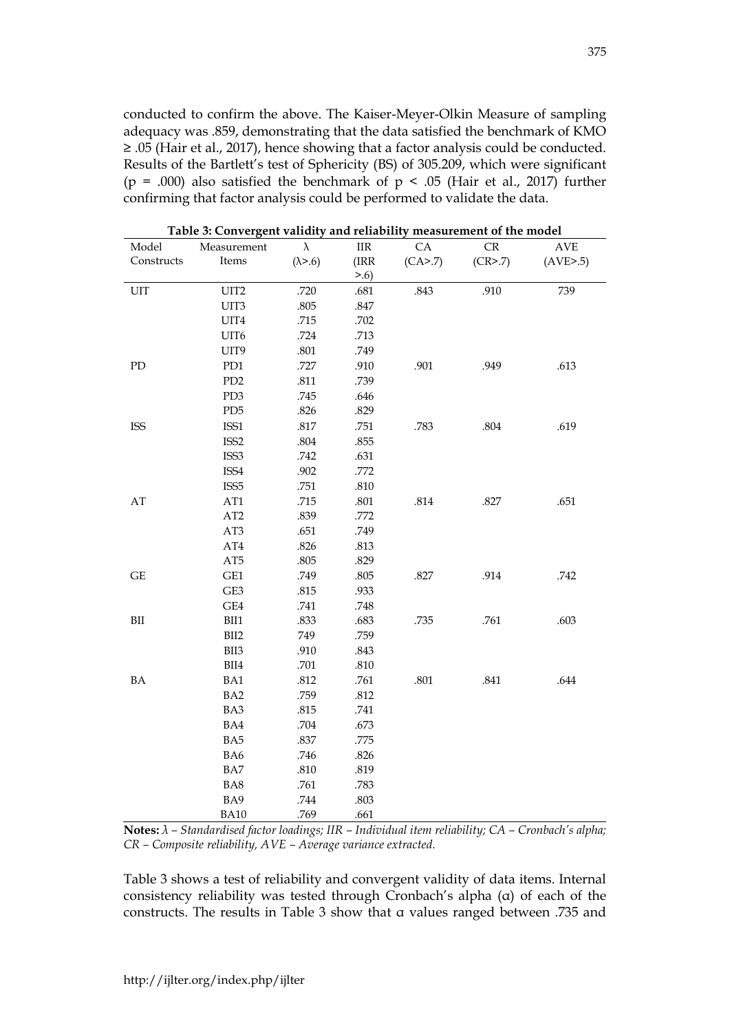conducted to confirm the above. The Kaiser-Meyer-Olkin Measure of sampling adequacy was .859, demonstrating that the data satisfied the benchmark of KMO ≥ .05 (Hair et al., 2017), hence showing that a factor analysis could be conducted. Results of the Bartlett's test of Sphericity (BS) of 305.209, which were significant ($p$ = .000) also satisfied the benchmark of $p$ < .05 (Hair et al., 2017) further confirming that factor analysis could be performed to validate the data.

**Table 3: Convergent validity and reliability measurement of the model**

| Model Constructs | Measurement Items | λ (λ>.6) | IIR (IRR >.6) | CA (CA>.7) | CR (CR>.7) | AVE (AVE>.5) |
|---|---|---|---|---|---|---|
| UIT | UIT2 | .720 | .681 | .843 | .910 | 739 |
| | UIT3 | .805 | .847 | | | |
| | UIT4 | .715 | .702 | | | |
| | UIT6 | .724 | .713 | | | |
| | UIT9 | .801 | .749 | | | |
| PD | PD1 | .727 | .910 | .901 | .949 | .613 |
| | PD2 | .811 | .739 | | | |
| | PD3 | .745 | .646 | | | |
| | PD5 | .826 | .829 | | | |
| ISS | ISS1 | .817 | .751 | .783 | .804 | .619 |
| | ISS2 | .804 | .855 | | | |
| | ISS3 | .742 | .631 | | | |
| | ISS4 | .902 | .772 | | | |
| | ISS5 | .751 | .810 | | | |
| AT | AT1 | .715 | .801 | .814 | .827 | .651 |
| | AT2 | .839 | .772 | | | |
| | AT3 | .651 | .749 | | | |
| | AT4 | .826 | .813 | | | |
| | AT5 | .805 | .829 | | | |
| GE | GE1 | .749 | .805 | .827 | .914 | .742 |
| | GE3 | .815 | .933 | | | |
| | GE4 | .741 | .748 | | | |
| BII | BII1 | .833 | .683 | .735 | .761 | .603 |
| | BII2 | 749 | .759 | | | |
| | BII3 | .910 | .843 | | | |
| | BII4 | .701 | .810 | | | |
| BA | BA1 | .812 | .761 | .801 | .841 | .644 |
| | BA2 | .759 | .812 | | | |
| | BA3 | .815 | .741 | | | |
| | BA4 | .704 | .673 | | | |
| | BA5 | .837 | .775 | | | |
| | BA6 | .746 | .826 | | | |
| | BA7 | .810 | .819 | | | |
| | BA8 | .761 | .783 | | | |
| | BA9 | .744 | .803 | | | |
| | BA10 | .769 | .661 | | | |

**Notes:** *λ – Standardised factor loadings; IIR – Individual item reliability; CA – Cronbach's alpha; CR – Composite reliability, AVE – Average variance extracted.*

Table 3 shows a test of reliability and convergent validity of data items. Internal consistency reliability was tested through Cronbach's alpha (α) of each of the constructs. The results in Table 3 show that α values ranged between .735 and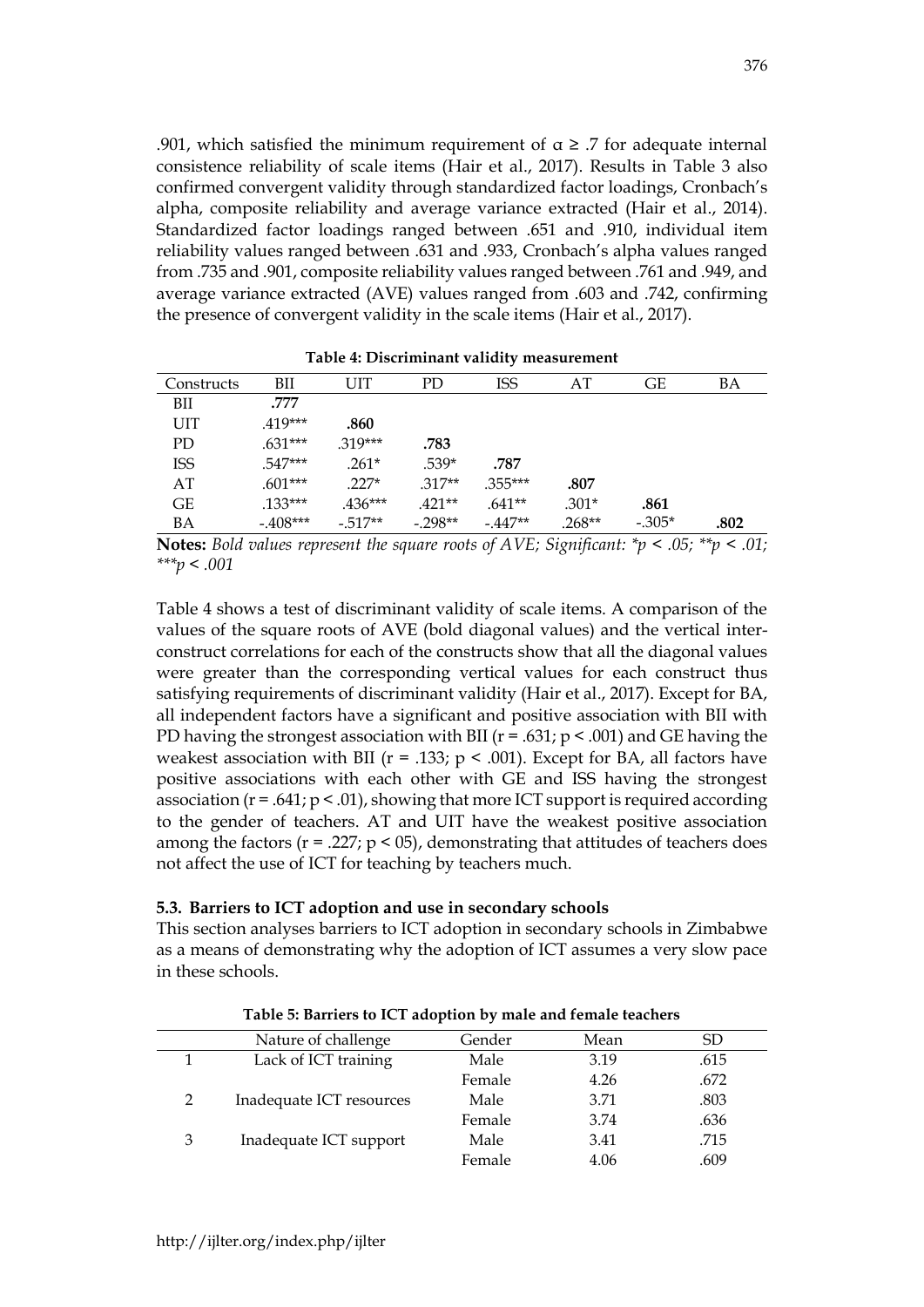.901, which satisfied the minimum requirement of $\alpha \geq .7$ for adequate internal consistence reliability of scale items (Hair et al., 2017). Results in Table 3 also confirmed convergent validity through standardized factor loadings, Cronbach's alpha, composite reliability and average variance extracted (Hair et al., 2014). Standardized factor loadings ranged between .651 and .910, individual item reliability values ranged between .631 and .933, Cronbach's alpha values ranged from .735 and .901, composite reliability values ranged between .761 and .949, and average variance extracted (AVE) values ranged from .603 and .742, confirming the presence of convergent validity in the scale items (Hair et al., 2017).

**Table 4: Discriminant validity measurement**

| Constructs | BII | UIT | PD | ISS | AT | GE | BA |
|---|---|---|---|---|---|---|---|
| BII | **.777** | | | | | | |
| UIT | .419*** | **.860** | | | | | |
| PD | .631*** | .319*** | **.783** | | | | |
| ISS | .547*** | .261* | .539* | **.787** | | | |
| AT | .601*** | .227* | .317** | .355*** | **.807** | | |
| GE | .133*** | .436*** | .421** | .641** | .301* | **.861** | |
| BA | -.408*** | -.517** | -.298** | -.447** | .268** | -.305* | **.802** |

**Notes:** *Bold values represent the square roots of AVE; Significant: *p < .05; **p < .01; ***p < .001*

Table 4 shows a test of discriminant validity of scale items. A comparison of the values of the square roots of AVE (bold diagonal values) and the vertical inter-construct correlations for each of the constructs show that all the diagonal values were greater than the corresponding vertical values for each construct thus satisfying requirements of discriminant validity (Hair et al., 2017). Except for BA, all independent factors have a significant and positive association with BII with PD having the strongest association with BII ($r = .631$; $p < .001$) and GE having the weakest association with BII ($r = .133$; $p < .001$). Except for BA, all factors have positive associations with each other with GE and ISS having the strongest association ($r = .641$; $p < .01$), showing that more ICT support is required according to the gender of teachers. AT and UIT have the weakest positive association among the factors ($r = .227$; $p < 05$), demonstrating that attitudes of teachers does not affect the use of ICT for teaching by teachers much.

### 5.3. Barriers to ICT adoption and use in secondary schools

This section analyses barriers to ICT adoption in secondary schools in Zimbabwe as a means of demonstrating why the adoption of ICT assumes a very slow pace in these schools.

**Table 5: Barriers to ICT adoption by male and female teachers**

| | Nature of challenge | Gender | Mean | SD |
|---|---|---|---|---|
| 1 | Lack of ICT training | Male | 3.19 | .615 |
| | | Female | 4.26 | .672 |
| 2 | Inadequate ICT resources | Male | 3.71 | .803 |
| | | Female | 3.74 | .636 |
| 3 | Inadequate ICT support | Male | 3.41 | .715 |
| | | Female | 4.06 | .609 |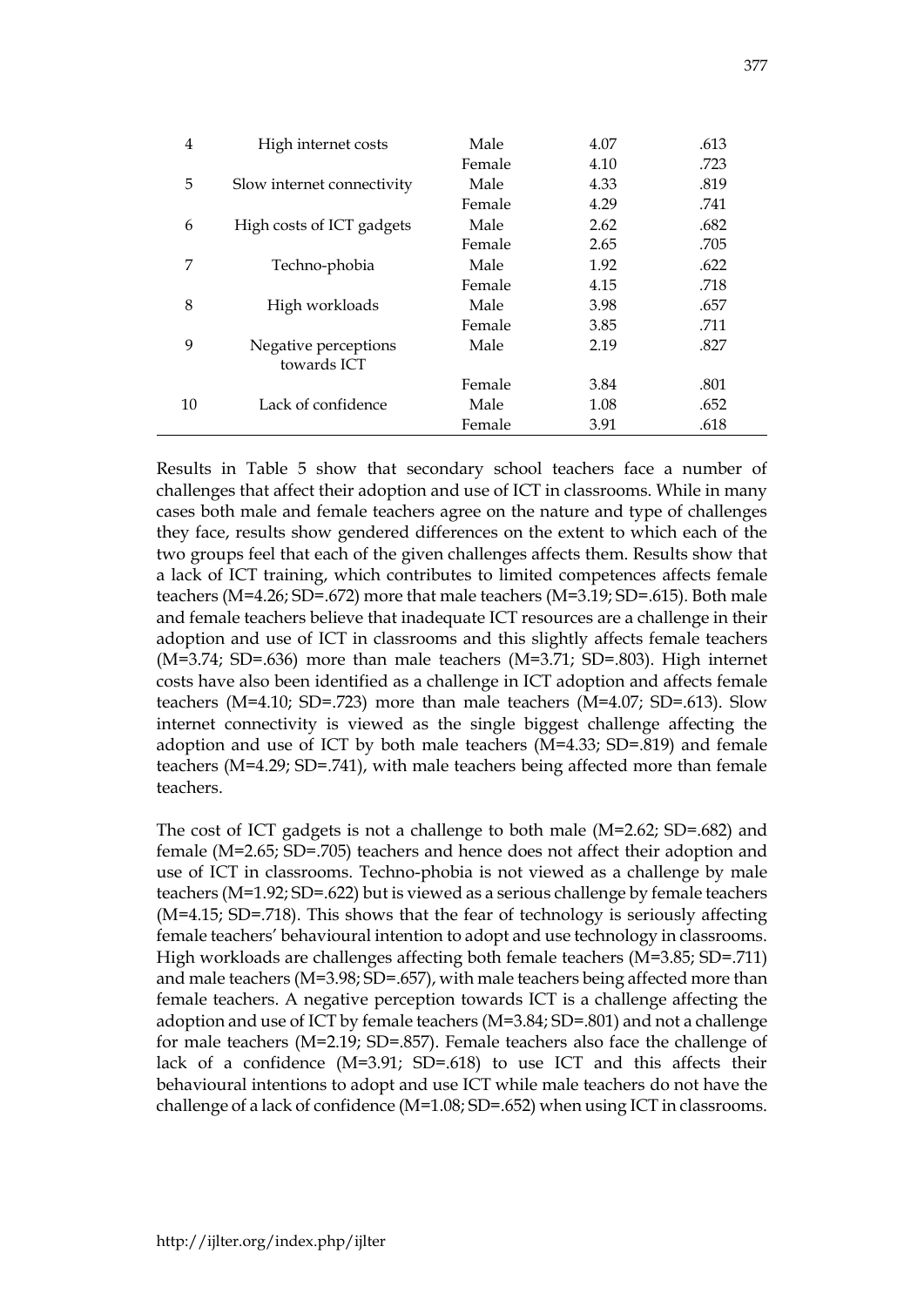| | | | | |
|---|---|---|---|---|
| 4 | High internet costs | Male | 4.07 | .613 |
| | | Female | 4.10 | .723 |
| 5 | Slow internet connectivity | Male | 4.33 | .819 |
| | | Female | 4.29 | .741 |
| 6 | High costs of ICT gadgets | Male | 2.62 | .682 |
| | | Female | 2.65 | .705 |
| 7 | Techno-phobia | Male | 1.92 | .622 |
| | | Female | 4.15 | .718 |
| 8 | High workloads | Male | 3.98 | .657 |
| | | Female | 3.85 | .711 |
| 9 | Negative perceptions towards ICT | Male | 2.19 | .827 |
| | | Female | 3.84 | .801 |
| 10 | Lack of confidence | Male | 1.08 | .652 |
| | | Female | 3.91 | .618 |

Results in Table 5 show that secondary school teachers face a number of challenges that affect their adoption and use of ICT in classrooms. While in many cases both male and female teachers agree on the nature and type of challenges they face, results show gendered differences on the extent to which each of the two groups feel that each of the given challenges affects them. Results show that a lack of ICT training, which contributes to limited competences affects female teachers (M=4.26; SD=.672) more that male teachers (M=3.19; SD=.615). Both male and female teachers believe that inadequate ICT resources are a challenge in their adoption and use of ICT in classrooms and this slightly affects female teachers (M=3.74; SD=.636) more than male teachers (M=3.71; SD=.803). High internet costs have also been identified as a challenge in ICT adoption and affects female teachers (M=4.10; SD=.723) more than male teachers (M=4.07; SD=.613). Slow internet connectivity is viewed as the single biggest challenge affecting the adoption and use of ICT by both male teachers (M=4.33; SD=.819) and female teachers (M=4.29; SD=.741), with male teachers being affected more than female teachers.

The cost of ICT gadgets is not a challenge to both male (M=2.62; SD=.682) and female (M=2.65; SD=.705) teachers and hence does not affect their adoption and use of ICT in classrooms. Techno-phobia is not viewed as a challenge by male teachers (M=1.92; SD=.622) but is viewed as a serious challenge by female teachers (M=4.15; SD=.718). This shows that the fear of technology is seriously affecting female teachers' behavioural intention to adopt and use technology in classrooms. High workloads are challenges affecting both female teachers (M=3.85; SD=.711) and male teachers (M=3.98; SD=.657), with male teachers being affected more than female teachers. A negative perception towards ICT is a challenge affecting the adoption and use of ICT by female teachers (M=3.84; SD=.801) and not a challenge for male teachers (M=2.19; SD=.857). Female teachers also face the challenge of lack of a confidence (M=3.91; SD=.618) to use ICT and this affects their behavioural intentions to adopt and use ICT while male teachers do not have the challenge of a lack of confidence (M=1.08; SD=.652) when using ICT in classrooms.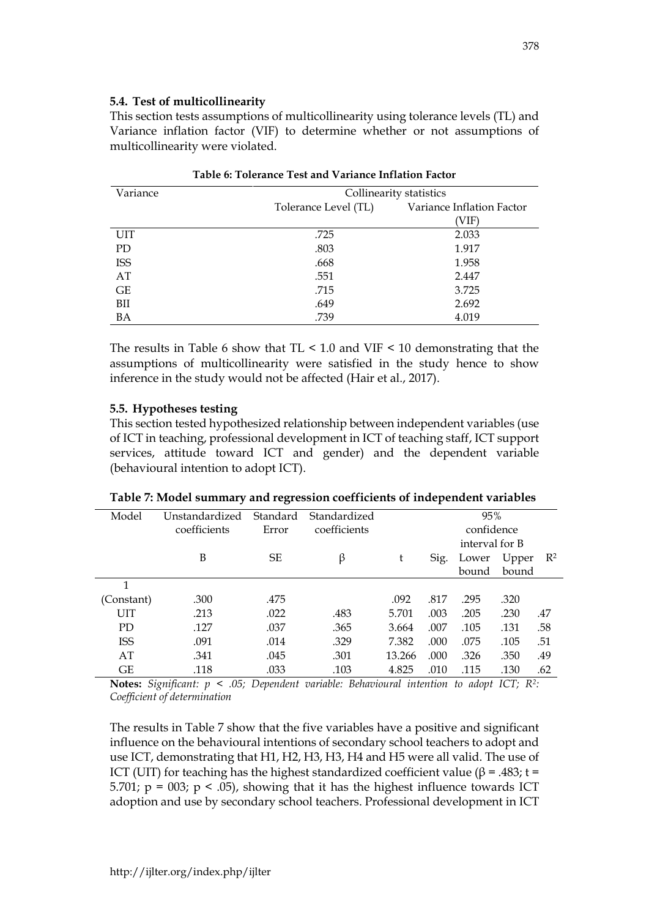### 5.4. Test of multicollinearity

This section tests assumptions of multicollinearity using tolerance levels (TL) and Variance inflation factor (VIF) to determine whether or not assumptions of multicollinearity were violated.

**Table 6: Tolerance Test and Variance Inflation Factor**

| Variance | Collinearity statistics | |
|---|---|---|
| | Tolerance Level (TL) | Variance Inflation Factor (VIF) |
| UIT | .725 | 2.033 |
| PD | .803 | 1.917 |
| ISS | .668 | 1.958 |
| AT | .551 | 2.447 |
| GE | .715 | 3.725 |
| BII | .649 | 2.692 |
| BA | .739 | 4.019 |

The results in Table 6 show that TL < 1.0 and VIF < 10 demonstrating that the assumptions of multicollinearity were satisfied in the study hence to show inference in the study would not be affected (Hair et al., 2017).

### 5.5. Hypotheses testing

This section tested hypothesized relationship between independent variables (use of ICT in teaching, professional development in ICT of teaching staff, ICT support services, attitude toward ICT and gender) and the dependent variable (behavioural intention to adopt ICT).

**Table 7: Model summary and regression coefficients of independent variables**

| Model | Unstandardized coefficients | Standard Error | Standardized coefficients | | | 95% confidence interval for B | | |
|---|---|---|---|---|---|---|---|---|
| | B | SE | β | t | Sig. | Lower bound | Upper bound | $R^2$ |
| 1 | | | | | | | | |
| (Constant) | .300 | .475 | | .092 | .817 | .295 | .320 | |
| UIT | .213 | .022 | .483 | 5.701 | .003 | .205 | .230 | .47 |
| PD | .127 | .037 | .365 | 3.664 | .007 | .105 | .131 | .58 |
| ISS | .091 | .014 | .329 | 7.382 | .000 | .075 | .105 | .51 |
| AT | .341 | .045 | .301 | 13.266 | .000 | .326 | .350 | .49 |
| GE | .118 | .033 | .103 | 4.825 | .010 | .115 | .130 | .62 |

**Notes:** *Significant: $p < .05$; Dependent variable: Behavioural intention to adopt ICT; $R^2$: Coefficient of determination*

The results in Table 7 show that the five variables have a positive and significant influence on the behavioural intentions of secondary school teachers to adopt and use ICT, demonstrating that H1, H2, H3, H3, H4 and H5 were all valid. The use of ICT (UIT) for teaching has the highest standardized coefficient value ($\beta = .483$; $t = 5.701$; $p = 003$; $p < .05$), showing that it has the highest influence towards ICT adoption and use by secondary school teachers. Professional development in ICT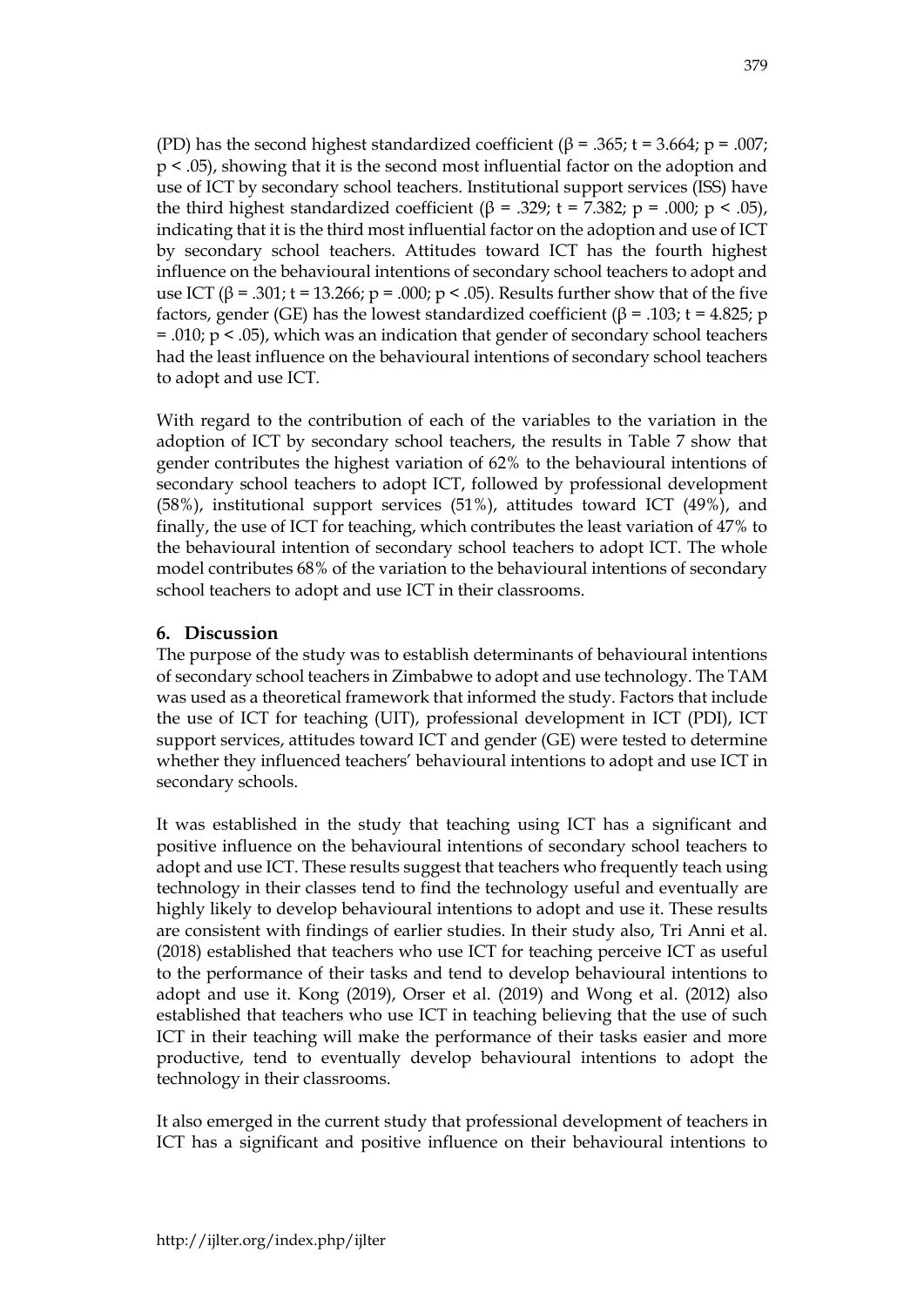(PD) has the second highest standardized coefficient ($\beta = .365$; $t = 3.664$; $p = .007$; $p < .05$), showing that it is the second most influential factor on the adoption and use of ICT by secondary school teachers. Institutional support services (ISS) have the third highest standardized coefficient ($\beta = .329$; $t = 7.382$; $p = .000$; $p < .05$), indicating that it is the third most influential factor on the adoption and use of ICT by secondary school teachers. Attitudes toward ICT has the fourth highest influence on the behavioural intentions of secondary school teachers to adopt and use ICT ($\beta = .301$; $t = 13.266$; $p = .000$; $p < .05$). Results further show that of the five factors, gender (GE) has the lowest standardized coefficient ($\beta = .103$; $t = 4.825$; $p = .010$; $p < .05$), which was an indication that gender of secondary school teachers had the least influence on the behavioural intentions of secondary school teachers to adopt and use ICT.

With regard to the contribution of each of the variables to the variation in the adoption of ICT by secondary school teachers, the results in Table 7 show that gender contributes the highest variation of 62% to the behavioural intentions of secondary school teachers to adopt ICT, followed by professional development (58%), institutional support services (51%), attitudes toward ICT (49%), and finally, the use of ICT for teaching, which contributes the least variation of 47% to the behavioural intention of secondary school teachers to adopt ICT. The whole model contributes 68% of the variation to the behavioural intentions of secondary school teachers to adopt and use ICT in their classrooms.

## 6. Discussion

The purpose of the study was to establish determinants of behavioural intentions of secondary school teachers in Zimbabwe to adopt and use technology. The TAM was used as a theoretical framework that informed the study. Factors that include the use of ICT for teaching (UIT), professional development in ICT (PDI), ICT support services, attitudes toward ICT and gender (GE) were tested to determine whether they influenced teachers' behavioural intentions to adopt and use ICT in secondary schools.

It was established in the study that teaching using ICT has a significant and positive influence on the behavioural intentions of secondary school teachers to adopt and use ICT. These results suggest that teachers who frequently teach using technology in their classes tend to find the technology useful and eventually are highly likely to develop behavioural intentions to adopt and use it. These results are consistent with findings of earlier studies. In their study also, Tri Anni et al. (2018) established that teachers who use ICT for teaching perceive ICT as useful to the performance of their tasks and tend to develop behavioural intentions to adopt and use it. Kong (2019), Orser et al. (2019) and Wong et al. (2012) also established that teachers who use ICT in teaching believing that the use of such ICT in their teaching will make the performance of their tasks easier and more productive, tend to eventually develop behavioural intentions to adopt the technology in their classrooms.

It also emerged in the current study that professional development of teachers in ICT has a significant and positive influence on their behavioural intentions to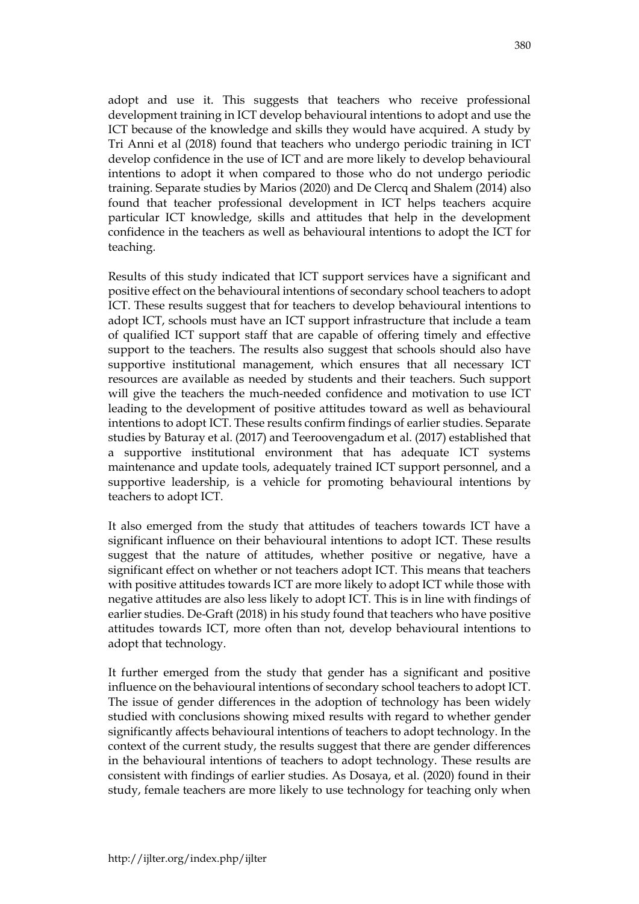adopt and use it. This suggests that teachers who receive professional development training in ICT develop behavioural intentions to adopt and use the ICT because of the knowledge and skills they would have acquired. A study by Tri Anni et al (2018) found that teachers who undergo periodic training in ICT develop confidence in the use of ICT and are more likely to develop behavioural intentions to adopt it when compared to those who do not undergo periodic training. Separate studies by Marios (2020) and De Clercq and Shalem (2014) also found that teacher professional development in ICT helps teachers acquire particular ICT knowledge, skills and attitudes that help in the development confidence in the teachers as well as behavioural intentions to adopt the ICT for teaching.

Results of this study indicated that ICT support services have a significant and positive effect on the behavioural intentions of secondary school teachers to adopt ICT. These results suggest that for teachers to develop behavioural intentions to adopt ICT, schools must have an ICT support infrastructure that include a team of qualified ICT support staff that are capable of offering timely and effective support to the teachers. The results also suggest that schools should also have supportive institutional management, which ensures that all necessary ICT resources are available as needed by students and their teachers. Such support will give the teachers the much-needed confidence and motivation to use ICT leading to the development of positive attitudes toward as well as behavioural intentions to adopt ICT. These results confirm findings of earlier studies. Separate studies by Baturay et al. (2017) and Teeroovengadum et al. (2017) established that a supportive institutional environment that has adequate ICT systems maintenance and update tools, adequately trained ICT support personnel, and a supportive leadership, is a vehicle for promoting behavioural intentions by teachers to adopt ICT.

It also emerged from the study that attitudes of teachers towards ICT have a significant influence on their behavioural intentions to adopt ICT. These results suggest that the nature of attitudes, whether positive or negative, have a significant effect on whether or not teachers adopt ICT. This means that teachers with positive attitudes towards ICT are more likely to adopt ICT while those with negative attitudes are also less likely to adopt ICT. This is in line with findings of earlier studies. De-Graft (2018) in his study found that teachers who have positive attitudes towards ICT, more often than not, develop behavioural intentions to adopt that technology.

It further emerged from the study that gender has a significant and positive influence on the behavioural intentions of secondary school teachers to adopt ICT. The issue of gender differences in the adoption of technology has been widely studied with conclusions showing mixed results with regard to whether gender significantly affects behavioural intentions of teachers to adopt technology. In the context of the current study, the results suggest that there are gender differences in the behavioural intentions of teachers to adopt technology. These results are consistent with findings of earlier studies. As Dosaya, et al. (2020) found in their study, female teachers are more likely to use technology for teaching only when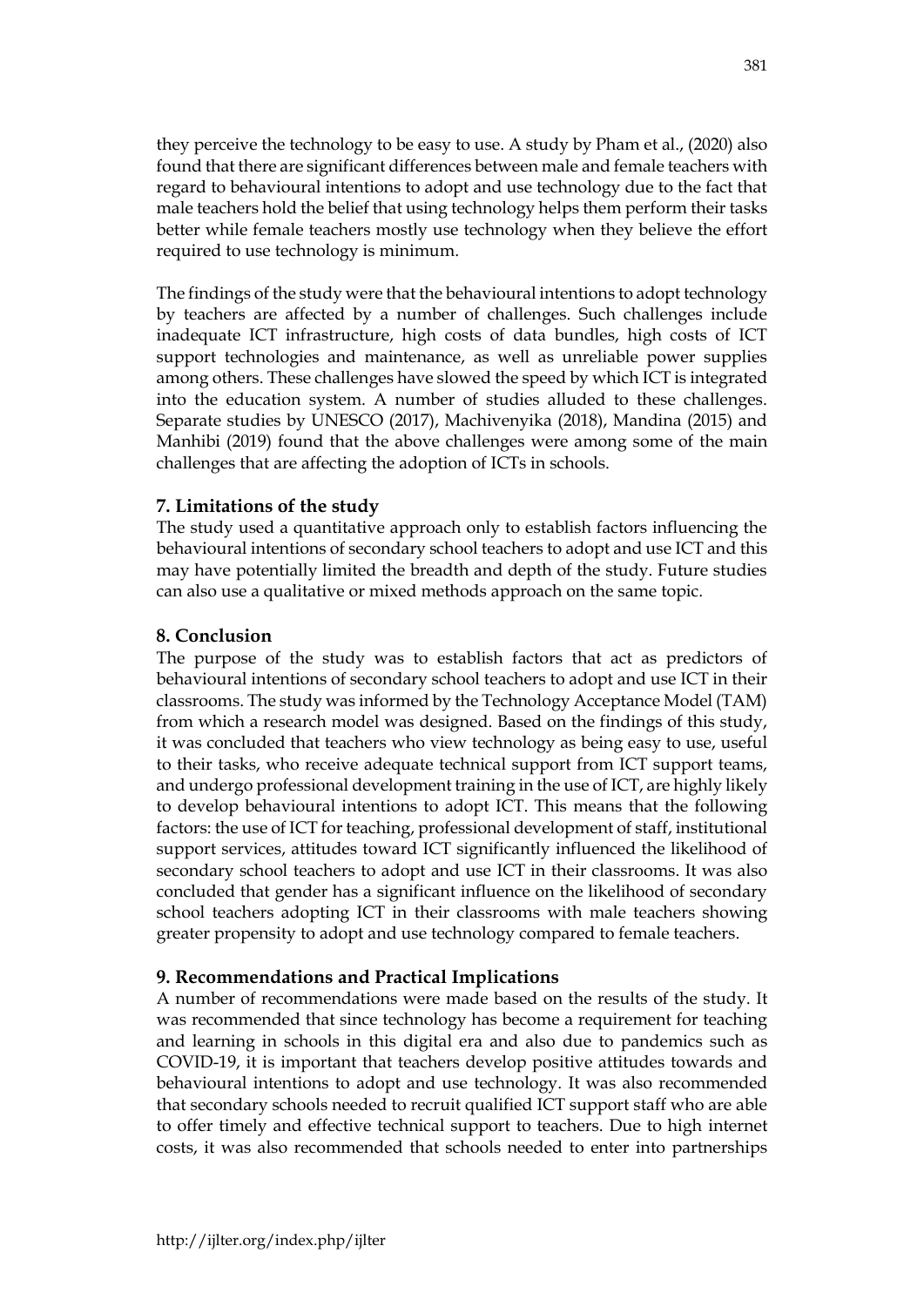they perceive the technology to be easy to use. A study by Pham et al., (2020) also found that there are significant differences between male and female teachers with regard to behavioural intentions to adopt and use technology due to the fact that male teachers hold the belief that using technology helps them perform their tasks better while female teachers mostly use technology when they believe the effort required to use technology is minimum.

The findings of the study were that the behavioural intentions to adopt technology by teachers are affected by a number of challenges. Such challenges include inadequate ICT infrastructure, high costs of data bundles, high costs of ICT support technologies and maintenance, as well as unreliable power supplies among others. These challenges have slowed the speed by which ICT is integrated into the education system. A number of studies alluded to these challenges. Separate studies by UNESCO (2017), Machivenyika (2018), Mandina (2015) and Manhibi (2019) found that the above challenges were among some of the main challenges that are affecting the adoption of ICTs in schools.

## 7. Limitations of the study

The study used a quantitative approach only to establish factors influencing the behavioural intentions of secondary school teachers to adopt and use ICT and this may have potentially limited the breadth and depth of the study. Future studies can also use a qualitative or mixed methods approach on the same topic.

## 8. Conclusion

The purpose of the study was to establish factors that act as predictors of behavioural intentions of secondary school teachers to adopt and use ICT in their classrooms. The study was informed by the Technology Acceptance Model (TAM) from which a research model was designed. Based on the findings of this study, it was concluded that teachers who view technology as being easy to use, useful to their tasks, who receive adequate technical support from ICT support teams, and undergo professional development training in the use of ICT, are highly likely to develop behavioural intentions to adopt ICT. This means that the following factors: the use of ICT for teaching, professional development of staff, institutional support services, attitudes toward ICT significantly influenced the likelihood of secondary school teachers to adopt and use ICT in their classrooms. It was also concluded that gender has a significant influence on the likelihood of secondary school teachers adopting ICT in their classrooms with male teachers showing greater propensity to adopt and use technology compared to female teachers.

## 9. Recommendations and Practical Implications

A number of recommendations were made based on the results of the study. It was recommended that since technology has become a requirement for teaching and learning in schools in this digital era and also due to pandemics such as COVID-19, it is important that teachers develop positive attitudes towards and behavioural intentions to adopt and use technology. It was also recommended that secondary schools needed to recruit qualified ICT support staff who are able to offer timely and effective technical support to teachers. Due to high internet costs, it was also recommended that schools needed to enter into partnerships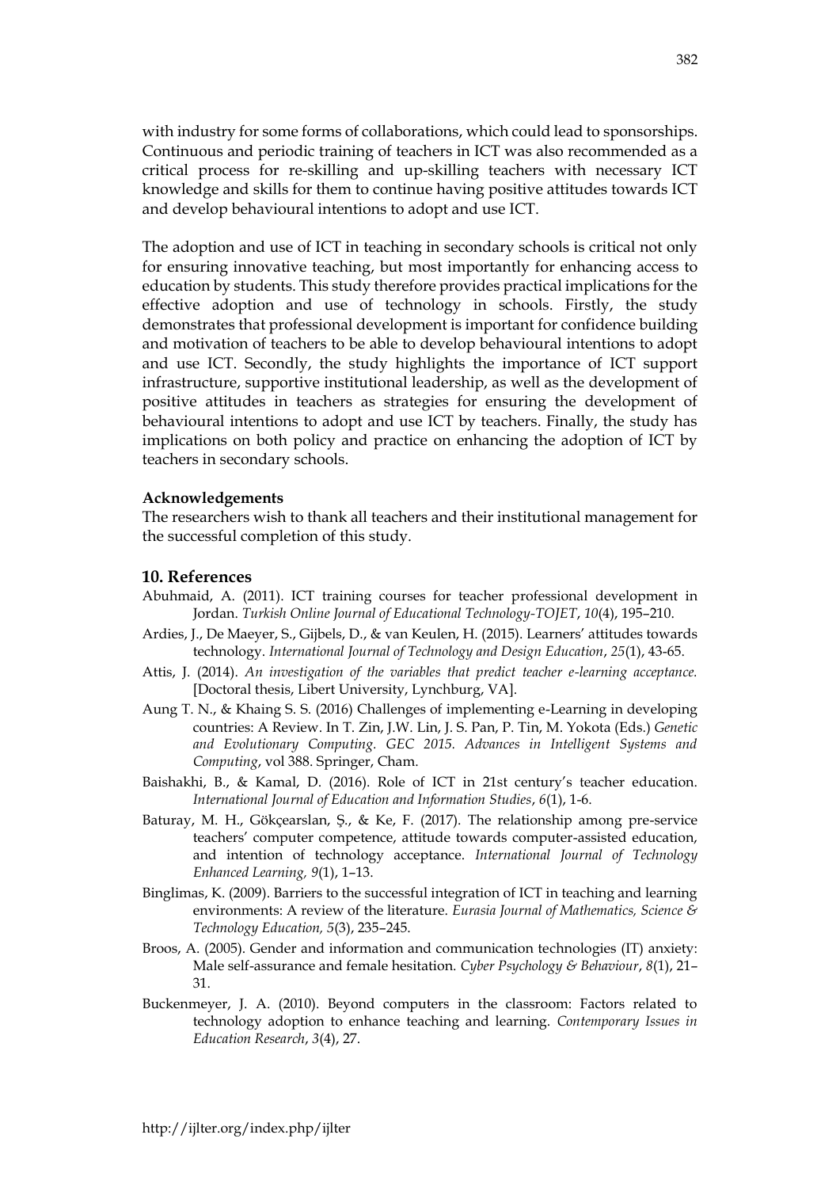with industry for some forms of collaborations, which could lead to sponsorships. Continuous and periodic training of teachers in ICT was also recommended as a critical process for re-skilling and up-skilling teachers with necessary ICT knowledge and skills for them to continue having positive attitudes towards ICT and develop behavioural intentions to adopt and use ICT.

The adoption and use of ICT in teaching in secondary schools is critical not only for ensuring innovative teaching, but most importantly for enhancing access to education by students. This study therefore provides practical implications for the effective adoption and use of technology in schools. Firstly, the study demonstrates that professional development is important for confidence building and motivation of teachers to be able to develop behavioural intentions to adopt and use ICT. Secondly, the study highlights the importance of ICT support infrastructure, supportive institutional leadership, as well as the development of positive attitudes in teachers as strategies for ensuring the development of behavioural intentions to adopt and use ICT by teachers. Finally, the study has implications on both policy and practice on enhancing the adoption of ICT by teachers in secondary schools.

**Acknowledgements**

The researchers wish to thank all teachers and their institutional management for the successful completion of this study.

## 10. References

Abuhmaid, A. (2011). ICT training courses for teacher professional development in Jordan. *Turkish Online Journal of Educational Technology-TOJET*, *10*(4), 195–210.

Ardies, J., De Maeyer, S., Gijbels, D., & van Keulen, H. (2015). Learners' attitudes towards technology. *International Journal of Technology and Design Education*, *25*(1), 43-65.

Attis, J. (2014). *An investigation of the variables that predict teacher e-learning acceptance.* [Doctoral thesis, Libert University, Lynchburg, VA].

Aung T. N., & Khaing S. S. (2016) Challenges of implementing e-Learning in developing countries: A Review. In T. Zin, J.W. Lin, J. S. Pan, P. Tin, M. Yokota (Eds.) *Genetic and Evolutionary Computing. GEC 2015. Advances in Intelligent Systems and Computing*, vol 388. Springer, Cham.

Baishakhi, B., & Kamal, D. (2016). Role of ICT in 21st century's teacher education. *International Journal of Education and Information Studies*, *6*(1), 1-6.

Baturay, M. H., Gökçearslan, Ş., & Ke, F. (2017). The relationship among pre-service teachers' computer competence, attitude towards computer-assisted education, and intention of technology acceptance. *International Journal of Technology Enhanced Learning, 9*(1), 1–13.

Binglimas, K. (2009). Barriers to the successful integration of ICT in teaching and learning environments: A review of the literature. *Eurasia Journal of Mathematics, Science & Technology Education, 5*(3), 235–245.

Broos, A. (2005). Gender and information and communication technologies (IT) anxiety: Male self-assurance and female hesitation. *Cyber Psychology & Behaviour*, *8*(1), 21–31.

Buckenmeyer, J. A. (2010). Beyond computers in the classroom: Factors related to technology adoption to enhance teaching and learning. *Contemporary Issues in Education Research*, *3*(4), 27.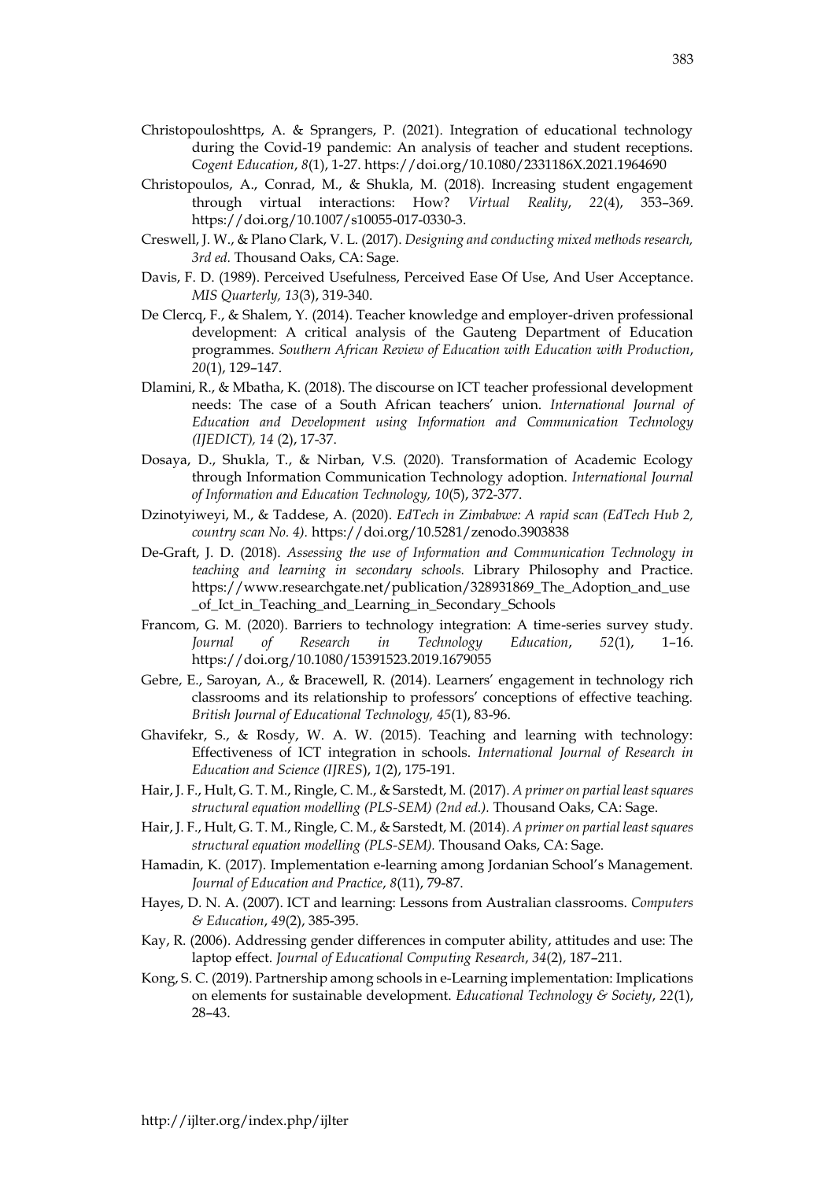Christopouloshttps, A. & Sprangers, P. (2021). Integration of educational technology during the Covid-19 pandemic: An analysis of teacher and student receptions. *Cogent Education*, *8*(1), 1-27. https://doi.org/10.1080/2331186X.2021.1964690

Christopoulos, A., Conrad, M., & Shukla, M. (2018). Increasing student engagement through virtual interactions: How? *Virtual Reality*, *22*(4), 353–369. https://doi.org/10.1007/s10055-017-0330-3.

Creswell, J. W., & Plano Clark, V. L. (2017). *Designing and conducting mixed methods research, 3rd ed.* Thousand Oaks, CA: Sage.

Davis, F. D. (1989). Perceived Usefulness, Perceived Ease Of Use, And User Acceptance. *MIS Quarterly, 13*(3), 319-340.

De Clercq, F., & Shalem, Y. (2014). Teacher knowledge and employer-driven professional development: A critical analysis of the Gauteng Department of Education programmes. *Southern African Review of Education with Education with Production*, *20*(1), 129–147.

Dlamini, R., & Mbatha, K. (2018). The discourse on ICT teacher professional development needs: The case of a South African teachers' union. *International Journal of Education and Development using Information and Communication Technology (IJEDICT), 14* (2), 17-37.

Dosaya, D., Shukla, T., & Nirban, V.S. (2020). Transformation of Academic Ecology through Information Communication Technology adoption. *International Journal of Information and Education Technology, 10*(5), 372-377.

Dzinotyiweyi, M., & Taddese, A. (2020). *EdTech in Zimbabwe: A rapid scan (EdTech Hub 2, country scan No. 4).* https://doi.org/10.5281/zenodo.3903838

De-Graft, J. D. (2018). *Assessing the use of Information and Communication Technology in teaching and learning in secondary schools.* Library Philosophy and Practice. https://www.researchgate.net/publication/328931869_The_Adoption_and_use_of_Ict_in_Teaching_and_Learning_in_Secondary_Schools

Francom, G. M. (2020). Barriers to technology integration: A time-series survey study. *Journal of Research in Technology Education*, *52*(1), 1–16. https://doi.org/10.1080/15391523.2019.1679055

Gebre, E., Saroyan, A., & Bracewell, R. (2014). Learners' engagement in technology rich classrooms and its relationship to professors' conceptions of effective teaching. *British Journal of Educational Technology, 45*(1), 83-96.

Ghavifekr, S., & Rosdy, W. A. W. (2015). Teaching and learning with technology: Effectiveness of ICT integration in schools. *International Journal of Research in Education and Science (IJRES*), *1*(2), 175-191.

Hair, J. F., Hult, G. T. M., Ringle, C. M., & Sarstedt, M. (2017). *A primer on partial least squares structural equation modelling (PLS-SEM) (2nd ed.).* Thousand Oaks, CA: Sage.

Hair, J. F., Hult, G. T. M., Ringle, C. M., & Sarstedt, M. (2014). *A primer on partial least squares structural equation modelling (PLS-SEM).* Thousand Oaks, CA: Sage.

Hamadin, K. (2017). Implementation e-learning among Jordanian School's Management. *Journal of Education and Practice*, *8*(11), 79-87.

Hayes, D. N. A. (2007). ICT and learning: Lessons from Australian classrooms. *Computers & Education*, *49*(2), 385-395.

Kay, R. (2006). Addressing gender differences in computer ability, attitudes and use: The laptop effect. *Journal of Educational Computing Research*, *34*(2), 187–211.

Kong, S. C. (2019). Partnership among schools in e-Learning implementation: Implications on elements for sustainable development. *Educational Technology & Society*, *22*(1), 28–43.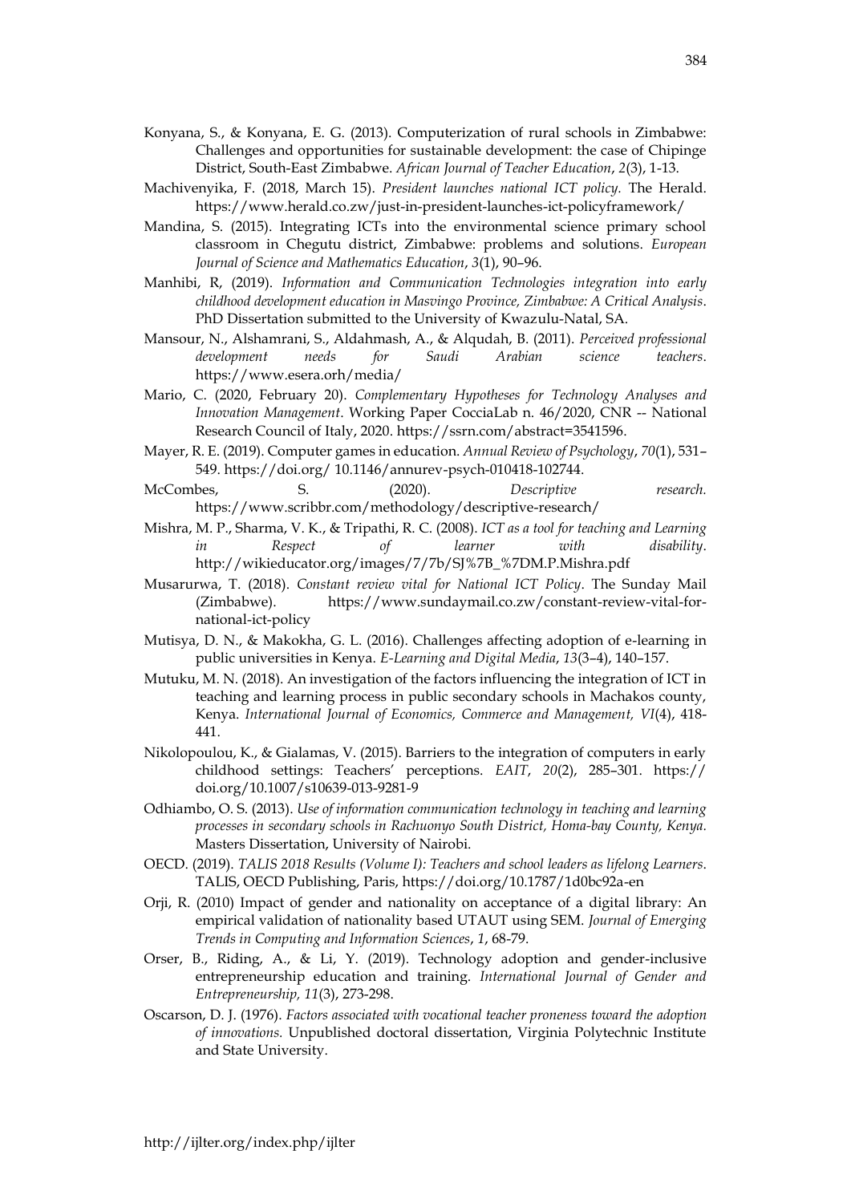Konyana, S., & Konyana, E. G. (2013). Computerization of rural schools in Zimbabwe: Challenges and opportunities for sustainable development: the case of Chipinge District, South-East Zimbabwe. *African Journal of Teacher Education*, *2*(3), 1-13.

Machivenyika, F. (2018, March 15). *President launches national ICT policy.* The Herald. https://www.herald.co.zw/just-in-president-launches-ict-policyframework/

Mandina, S. (2015). Integrating ICTs into the environmental science primary school classroom in Chegutu district, Zimbabwe: problems and solutions. *European Journal of Science and Mathematics Education*, *3*(1), 90–96.

Manhibi, R, (2019). *Information and Communication Technologies integration into early childhood development education in Masvingo Province, Zimbabwe: A Critical Analysis*. PhD Dissertation submitted to the University of Kwazulu-Natal, SA.

Mansour, N., Alshamrani, S., Aldahmash, A., & Alqudah, B. (2011). *Perceived professional development needs for Saudi Arabian science teachers*. https://www.esera.orh/media/

Mario, C. (2020, February 20). *Complementary Hypotheses for Technology Analyses and Innovation Management*. Working Paper CocciaLab n. 46/2020, CNR -- National Research Council of Italy, 2020. https://ssrn.com/abstract=3541596.

Mayer, R. E. (2019). Computer games in education. *Annual Review of Psychology*, *70*(1), 531–549. https://doi.org/ 10.1146/annurev-psych-010418-102744.

McCombes, S. (2020). *Descriptive research.* https://www.scribbr.com/methodology/descriptive-research/

Mishra, M. P., Sharma, V. K., & Tripathi, R. C. (2008). *ICT as a tool for teaching and Learning in Respect of learner with disability*. http://wikieducator.org/images/7/7b/SJ%7B_%7DM.P.Mishra.pdf

Musarurwa, T. (2018). *Constant review vital for National ICT Policy*. The Sunday Mail (Zimbabwe). https://www.sundaymail.co.zw/constant-review-vital-for-national-ict-policy

Mutisya, D. N., & Makokha, G. L. (2016). Challenges affecting adoption of e-learning in public universities in Kenya. *E-Learning and Digital Media*, *13*(3–4), 140–157.

Mutuku, M. N. (2018). An investigation of the factors influencing the integration of ICT in teaching and learning process in public secondary schools in Machakos county, Kenya. *International Journal of Economics, Commerce and Management, VI*(4), 418-441.

Nikolopoulou, K., & Gialamas, V. (2015). Barriers to the integration of computers in early childhood settings: Teachers' perceptions. *EAIT*, *20*(2), 285–301. https:// doi.org/10.1007/s10639-013-9281-9

Odhiambo, O. S. (2013). *Use of information communication technology in teaching and learning processes in secondary schools in Rachuonyo South District, Homa-bay County, Kenya.* Masters Dissertation, University of Nairobi.

OECD. (2019). *TALIS 2018 Results (Volume I): Teachers and school leaders as lifelong Learners*. TALIS, OECD Publishing, Paris, https://doi.org/10.1787/1d0bc92a-en

Orji, R. (2010) Impact of gender and nationality on acceptance of a digital library: An empirical validation of nationality based UTAUT using SEM. *Journal of Emerging Trends in Computing and Information Sciences*, *1*, 68-79.

Orser, B., Riding, A., & Li, Y. (2019). Technology adoption and gender-inclusive entrepreneurship education and training. *International Journal of Gender and Entrepreneurship, 11*(3), 273-298.

Oscarson, D. J. (1976). *Factors associated with vocational teacher proneness toward the adoption of innovations.* Unpublished doctoral dissertation, Virginia Polytechnic Institute and State University.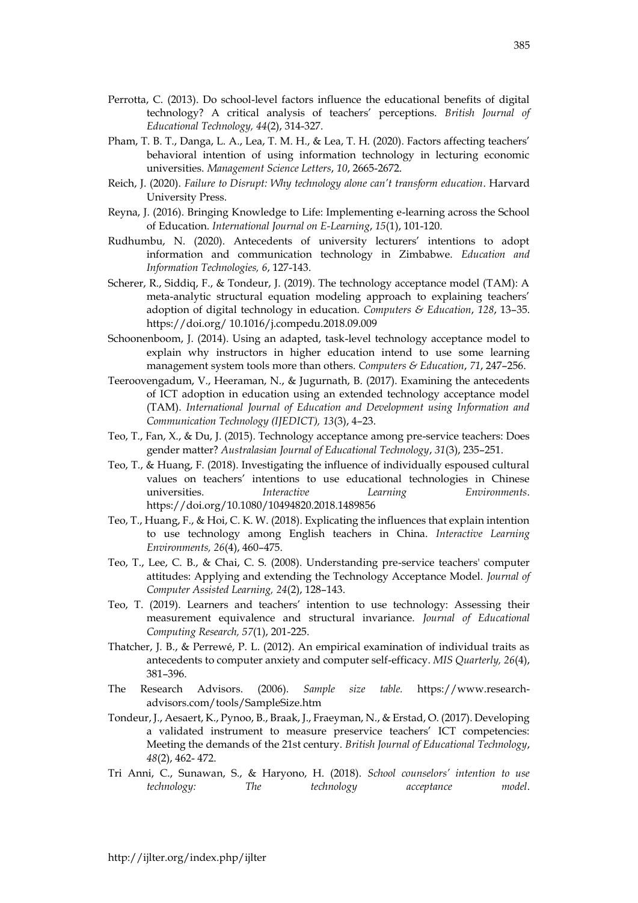Perrotta, C. (2013). Do school-level factors influence the educational benefits of digital technology? A critical analysis of teachers' perceptions. *British Journal of Educational Technology, 44*(2), 314-327.

Pham, T. B. T., Danga, L. A., Lea, T. M. H., & Lea, T. H. (2020). Factors affecting teachers' behavioral intention of using information technology in lecturing economic universities. *Management Science Letters*, *10*, 2665-2672.

Reich, J. (2020). *Failure to Disrupt: Why technology alone can't transform education*. Harvard University Press.

Reyna, J. (2016). Bringing Knowledge to Life: Implementing e-learning across the School of Education. *International Journal on E-Learning*, *15*(1), 101-120.

Rudhumbu, N. (2020). Antecedents of university lecturers' intentions to adopt information and communication technology in Zimbabwe. *Education and Information Technologies, 6*, 127-143.

Scherer, R., Siddiq, F., & Tondeur, J. (2019). The technology acceptance model (TAM): A meta-analytic structural equation modeling approach to explaining teachers' adoption of digital technology in education. *Computers & Education*, *128*, 13–35. https://doi.org/ 10.1016/j.compedu.2018.09.009

Schoonenboom, J. (2014). Using an adapted, task-level technology acceptance model to explain why instructors in higher education intend to use some learning management system tools more than others. *Computers & Education*, *71*, 247–256.

Teeroovengadum, V., Heeraman, N., & Jugurnath, B. (2017). Examining the antecedents of ICT adoption in education using an extended technology acceptance model (TAM). *International Journal of Education and Development using Information and Communication Technology (IJEDICT), 13*(3), 4–23.

Teo, T., Fan, X., & Du, J. (2015). Technology acceptance among pre-service teachers: Does gender matter? *Australasian Journal of Educational Technology*, *31*(3), 235–251.

Teo, T., & Huang, F. (2018). Investigating the influence of individually espoused cultural values on teachers' intentions to use educational technologies in Chinese universities. *Interactive Learning Environments*. https://doi.org/10.1080/10494820.2018.1489856

Teo, T., Huang, F., & Hoi, C. K. W. (2018). Explicating the influences that explain intention to use technology among English teachers in China. *Interactive Learning Environments, 26*(4), 460–475.

Teo, T., Lee, C. B., & Chai, C. S. (2008). Understanding pre-service teachers' computer attitudes: Applying and extending the Technology Acceptance Model. *Journal of Computer Assisted Learning, 24*(2), 128–143.

Teo, T. (2019). Learners and teachers' intention to use technology: Assessing their measurement equivalence and structural invariance. *Journal of Educational Computing Research, 57*(1), 201-225.

Thatcher, J. B., & Perrewé, P. L. (2012). An empirical examination of individual traits as antecedents to computer anxiety and computer self-efficacy. *MIS Quarterly, 26*(4), 381–396.

The Research Advisors. (2006). *Sample size table.* https://www.research-advisors.com/tools/SampleSize.htm

Tondeur, J., Aesaert, K., Pynoo, B., Braak, J., Fraeyman, N., & Erstad, O. (2017). Developing a validated instrument to measure preservice teachers' ICT competencies: Meeting the demands of the 21st century. *British Journal of Educational Technology*, *48*(2), 462- 472.

Tri Anni, C., Sunawan, S., & Haryono, H. (2018). *School counselors' intention to use technology: The technology acceptance model*.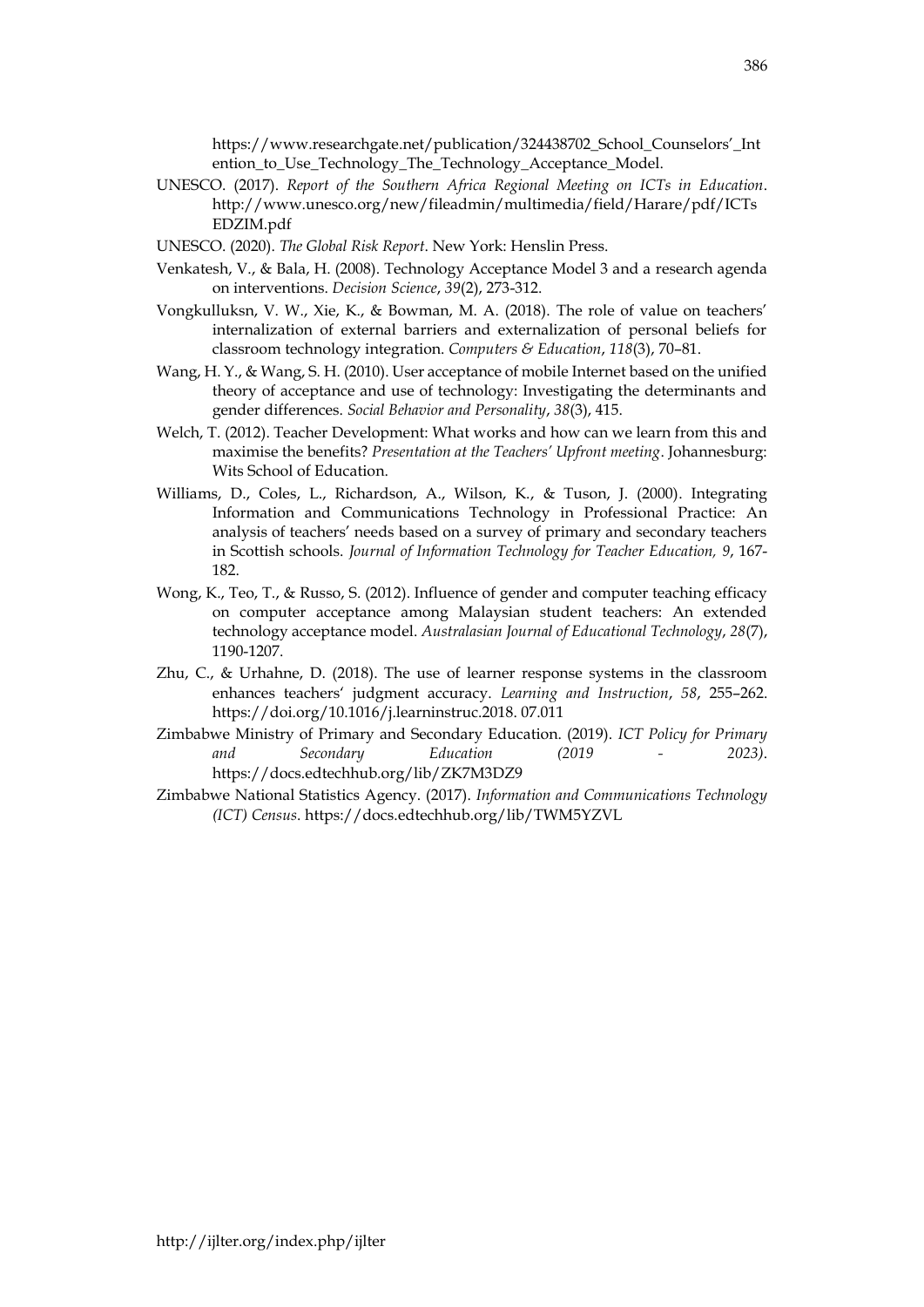https://www.researchgate.net/publication/324438702_School_Counselors'_Intention_to_Use_Technology_The_Technology_Acceptance_Model.

UNESCO. (2017). *Report of the Southern Africa Regional Meeting on ICTs in Education*. http://www.unesco.org/new/fileadmin/multimedia/field/Harare/pdf/ICTsEDZIM.pdf

UNESCO. (2020). *The Global Risk Report*. New York: Henslin Press.

Venkatesh, V., & Bala, H. (2008). Technology Acceptance Model 3 and a research agenda on interventions. *Decision Science*, *39*(2), 273-312.

Vongkulluksn, V. W., Xie, K., & Bowman, M. A. (2018). The role of value on teachers' internalization of external barriers and externalization of personal beliefs for classroom technology integration. *Computers & Education*, *118*(3), 70–81.

Wang, H. Y., & Wang, S. H. (2010). User acceptance of mobile Internet based on the unified theory of acceptance and use of technology: Investigating the determinants and gender differences. *Social Behavior and Personality*, *38*(3), 415.

Welch, T. (2012). Teacher Development: What works and how can we learn from this and maximise the benefits? *Presentation at the Teachers' Upfront meeting*. Johannesburg: Wits School of Education.

Williams, D., Coles, L., Richardson, A., Wilson, K., & Tuson, J. (2000). Integrating Information and Communications Technology in Professional Practice: An analysis of teachers' needs based on a survey of primary and secondary teachers in Scottish schools. *Journal of Information Technology for Teacher Education, 9*, 167-182.

Wong, K., Teo, T., & Russo, S. (2012). Influence of gender and computer teaching efficacy on computer acceptance among Malaysian student teachers: An extended technology acceptance model. *Australasian Journal of Educational Technology*, *28*(7), 1190-1207.

Zhu, C., & Urhahne, D. (2018). The use of learner response systems in the classroom enhances teachers' judgment accuracy. *Learning and Instruction*, *58*, 255–262. https://doi.org/10.1016/j.learninstruc.2018. 07.011

Zimbabwe Ministry of Primary and Secondary Education. (2019). *ICT Policy for Primary and Secondary Education (2019 - 2023)*. https://docs.edtechhub.org/lib/ZK7M3DZ9

Zimbabwe National Statistics Agency. (2017). *Information and Communications Technology (ICT) Census*. https://docs.edtechhub.org/lib/TWM5YZVL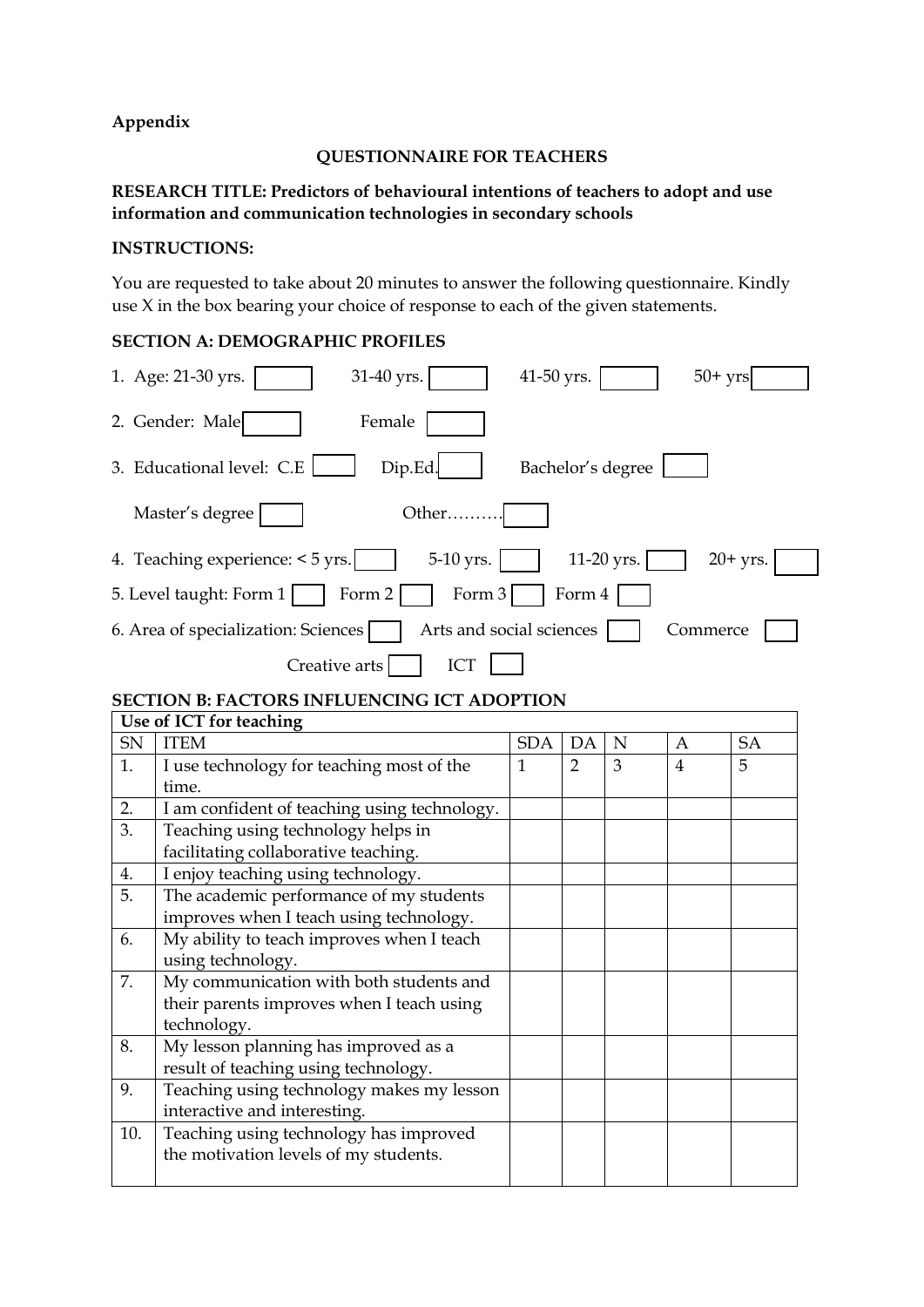**Appendix**

**QUESTIONNAIRE FOR TEACHERS**

**RESEARCH TITLE: Predictors of behavioural intentions of teachers to adopt and use information and communication technologies in secondary schools**

**INSTRUCTIONS:**

You are requested to take about 20 minutes to answer the following questionnaire. Kindly use X in the box bearing your choice of response to each of the given statements.

**SECTION A: DEMOGRAPHIC PROFILES**

1. Age: 21-30 yrs. [ ] 31-40 yrs. [ ] 41-50 yrs. [ ] 50+ yrs [ ]
2. Gender: Male [ ] Female [ ]
3. Educational level: C.E [ ] Dip.Ed. [ ] Bachelor's degree [ ]

   Master's degree [ ] Other………[ ]
4. Teaching experience: < 5 yrs. [ ] 5-10 yrs. [ ] 11-20 yrs. [ ] 20+ yrs. [ ]
5. Level taught: Form 1 [ ] Form 2 [ ] Form 3 [ ] Form 4 [ ]
6. Area of specialization: Sciences [ ] Arts and social sciences [ ] Commerce [ ]

   Creative arts [ ] ICT [ ]

**SECTION B: FACTORS INFLUENCING ICT ADOPTION**

| **Use of ICT for teaching** | | | | | | |
|---|---|---|---|---|---|---|
| SN | ITEM | SDA | DA | N | A | SA |
| 1. | I use technology for teaching most of the time. | 1 | 2 | 3 | 4 | 5 |
| 2. | I am confident of teaching using technology. | | | | | |
| 3. | Teaching using technology helps in facilitating collaborative teaching. | | | | | |
| 4. | I enjoy teaching using technology. | | | | | |
| 5. | The academic performance of my students improves when I teach using technology. | | | | | |
| 6. | My ability to teach improves when I teach using technology. | | | | | |
| 7. | My communication with both students and their parents improves when I teach using technology. | | | | | |
| 8. | My lesson planning has improved as a result of teaching using technology. | | | | | |
| 9. | Teaching using technology makes my lesson interactive and interesting. | | | | | |
| 10. | Teaching using technology has improved the motivation levels of my students. | | | | | |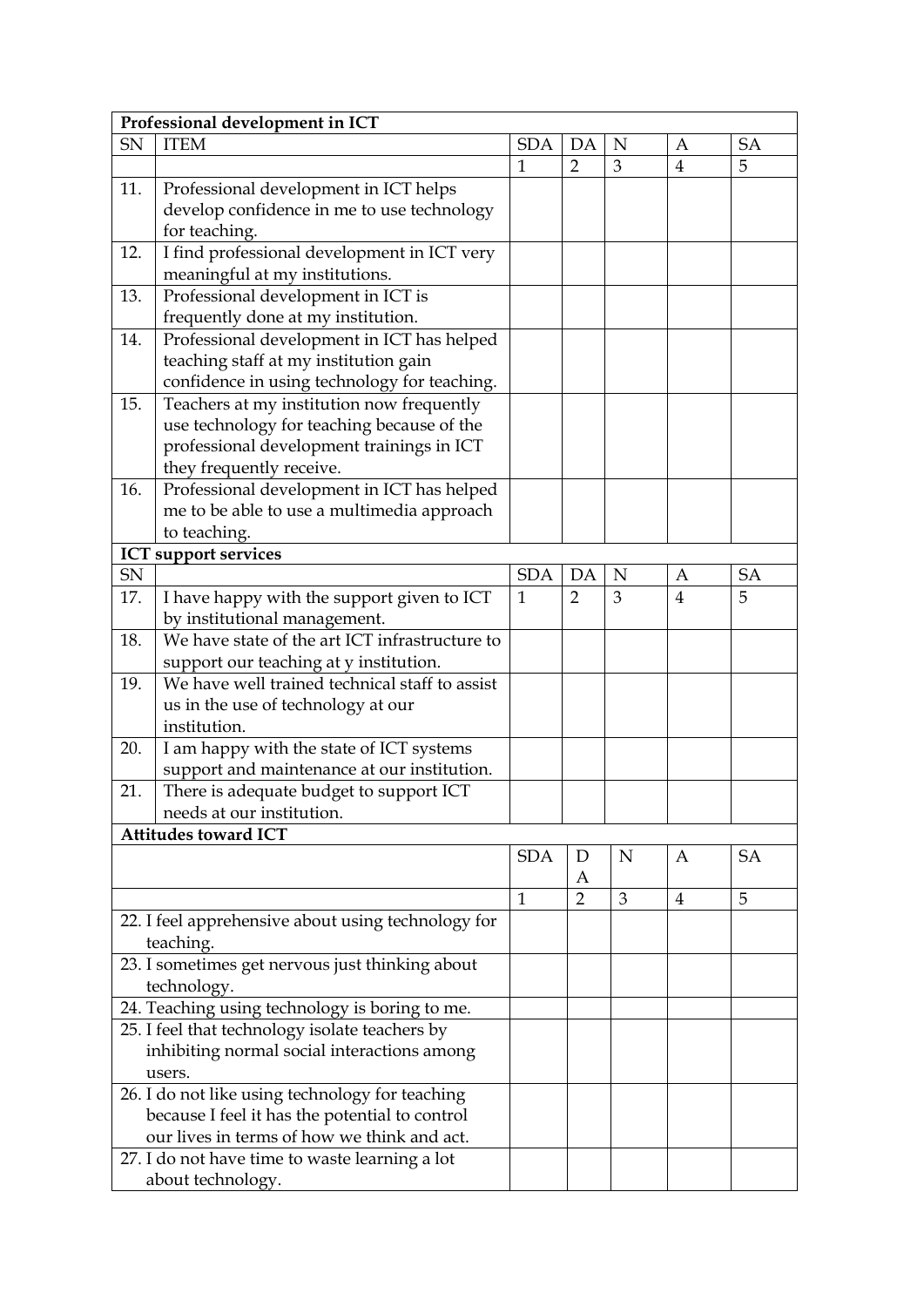| Professional development in ICT | | | | | | |
|---|---|---|---|---|---|---|
| SN | ITEM | SDA | DA | N | A | SA |
| | | 1 | 2 | 3 | 4 | 5 |
| 11. | Professional development in ICT helps develop confidence in me to use technology for teaching. | | | | | |
| 12. | I find professional development in ICT very meaningful at my institutions. | | | | | |
| 13. | Professional development in ICT is frequently done at my institution. | | | | | |
| 14. | Professional development in ICT has helped teaching staff at my institution gain confidence in using technology for teaching. | | | | | |
| 15. | Teachers at my institution now frequently use technology for teaching because of the professional development trainings in ICT they frequently receive. | | | | | |
| 16. | Professional development in ICT has helped me to be able to use a multimedia approach to teaching. | | | | | |
| **ICT support services** | | | | | | |
| SN | | SDA | DA | N | A | SA |
| 17. | I have happy with the support given to ICT by institutional management. | 1 | 2 | 3 | 4 | 5 |
| 18. | We have state of the art ICT infrastructure to support our teaching at y institution. | | | | | |
| 19. | We have well trained technical staff to assist us in the use of technology at our institution. | | | | | |
| 20. | I am happy with the state of ICT systems support and maintenance at our institution. | | | | | |
| 21. | There is adequate budget to support ICT needs at our institution. | | | | | |

| Attitudes toward ICT | | | | | |
|---|---|---|---|---|---|
| | SDA | DA | N | A | SA |
| | 1 | 2 | 3 | 4 | 5 |
| 22. I feel apprehensive about using technology for teaching. | | | | | |
| 23. I sometimes get nervous just thinking about technology. | | | | | |
| 24. Teaching using technology is boring to me. | | | | | |
| 25. I feel that technology isolate teachers by inhibiting normal social interactions among users. | | | | | |
| 26. I do not like using technology for teaching because I feel it has the potential to control our lives in terms of how we think and act. | | | | | |
| 27. I do not have time to waste learning a lot about technology. | | | | | |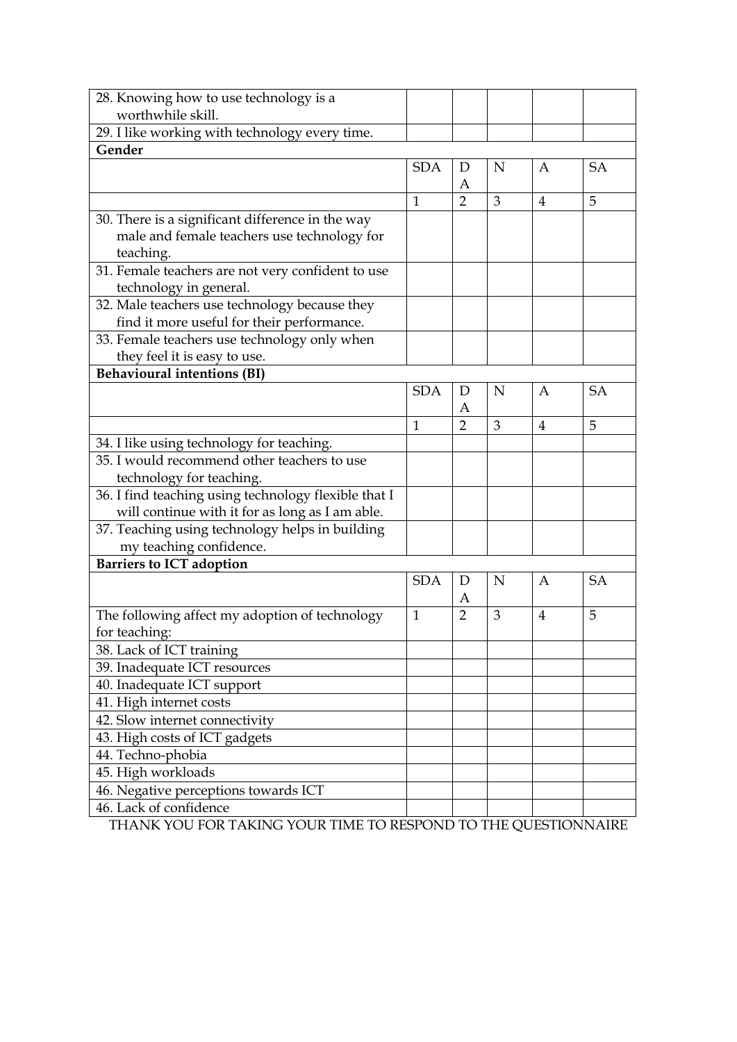| | | | | | |
|---|---|---|---|---|---|
| 28. Knowing how to use technology is a worthwhile skill. | | | | | |
| 29. I like working with technology every time. | | | | | |
| **Gender** | | | | | |
| | SDA | DA | N | A | SA |
| | 1 | 2 | 3 | 4 | 5 |
| 30. There is a significant difference in the way male and female teachers use technology for teaching. | | | | | |
| 31. Female teachers are not very confident to use technology in general. | | | | | |
| 32. Male teachers use technology because they find it more useful for their performance. | | | | | |
| 33. Female teachers use technology only when they feel it is easy to use. | | | | | |
| **Behavioural intentions (BI)** | | | | | |
| | SDA | DA | N | A | SA |
| | 1 | 2 | 3 | 4 | 5 |
| 34. I like using technology for teaching. | | | | | |
| 35. I would recommend other teachers to use technology for teaching. | | | | | |
| 36. I find teaching using technology flexible that I will continue with it for as long as I am able. | | | | | |
| 37. Teaching using technology helps in building my teaching confidence. | | | | | |
| **Barriers to ICT adoption** | | | | | |
| | SDA | DA | N | A | SA |
| The following affect my adoption of technology for teaching: | 1 | 2 | 3 | 4 | 5 |
| 38. Lack of ICT training | | | | | |
| 39. Inadequate ICT resources | | | | | |
| 40. Inadequate ICT support | | | | | |
| 41. High internet costs | | | | | |
| 42. Slow internet connectivity | | | | | |
| 43. High costs of ICT gadgets | | | | | |
| 44. Techno-phobia | | | | | |
| 45. High workloads | | | | | |
| 46. Negative perceptions towards ICT | | | | | |
| 46. Lack of confidence | | | | | |

THANK YOU FOR TAKING YOUR TIME TO RESPOND TO THE QUESTIONNAIRE